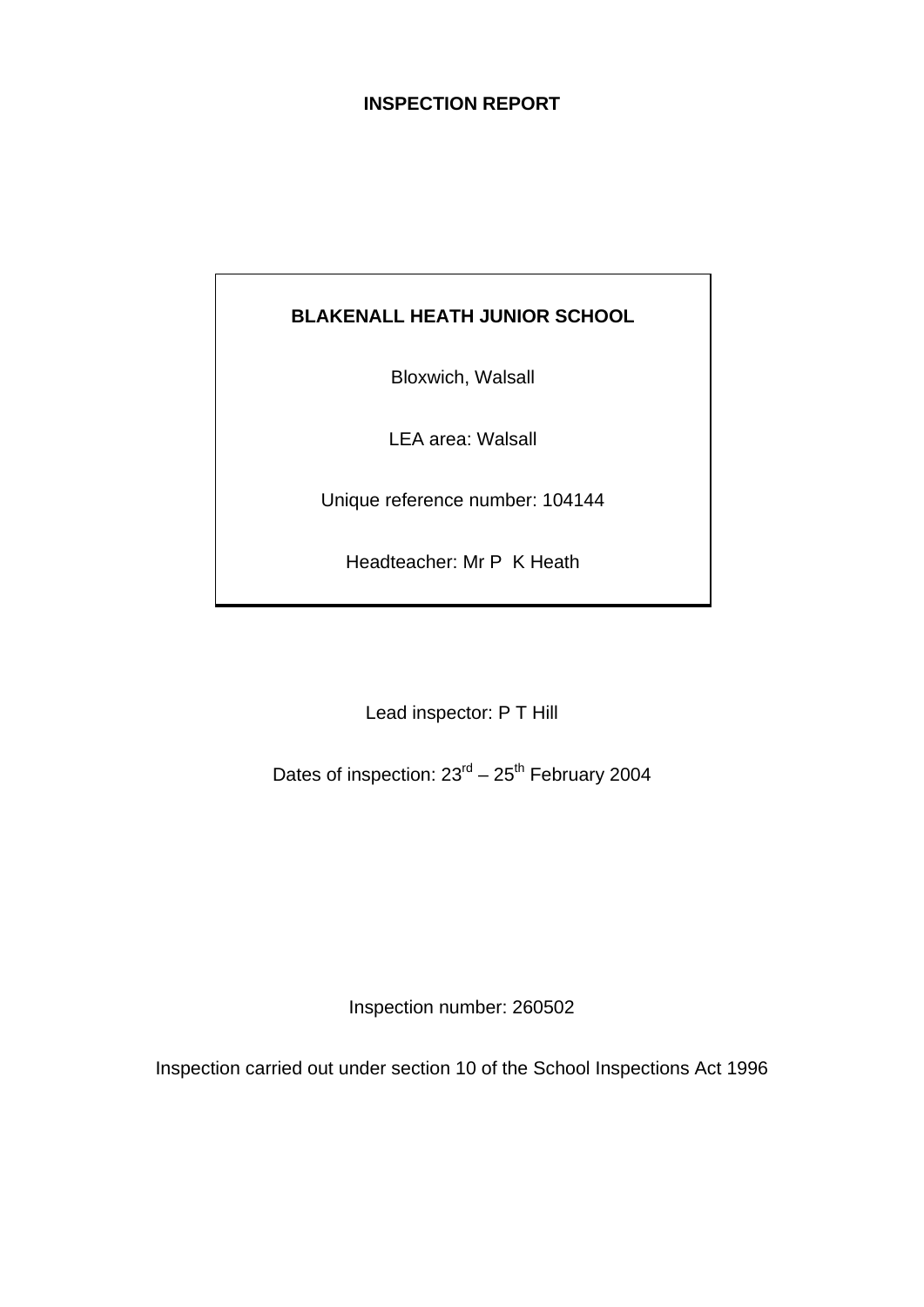# INSPECTION REPORT

**BLAKENALL HEATH JUNIOR SCHOOL**

Bloxwich, Walsall

LEA area: Walsall

Unique reference number: 104144

Headteacher: Mr P K Heath

Lead inspector: P T Hill

Dates of inspection: 23rd – 25th February 2004

Inspection number: 260502

Inspection carried out under section 10 of the School Inspections Act 1996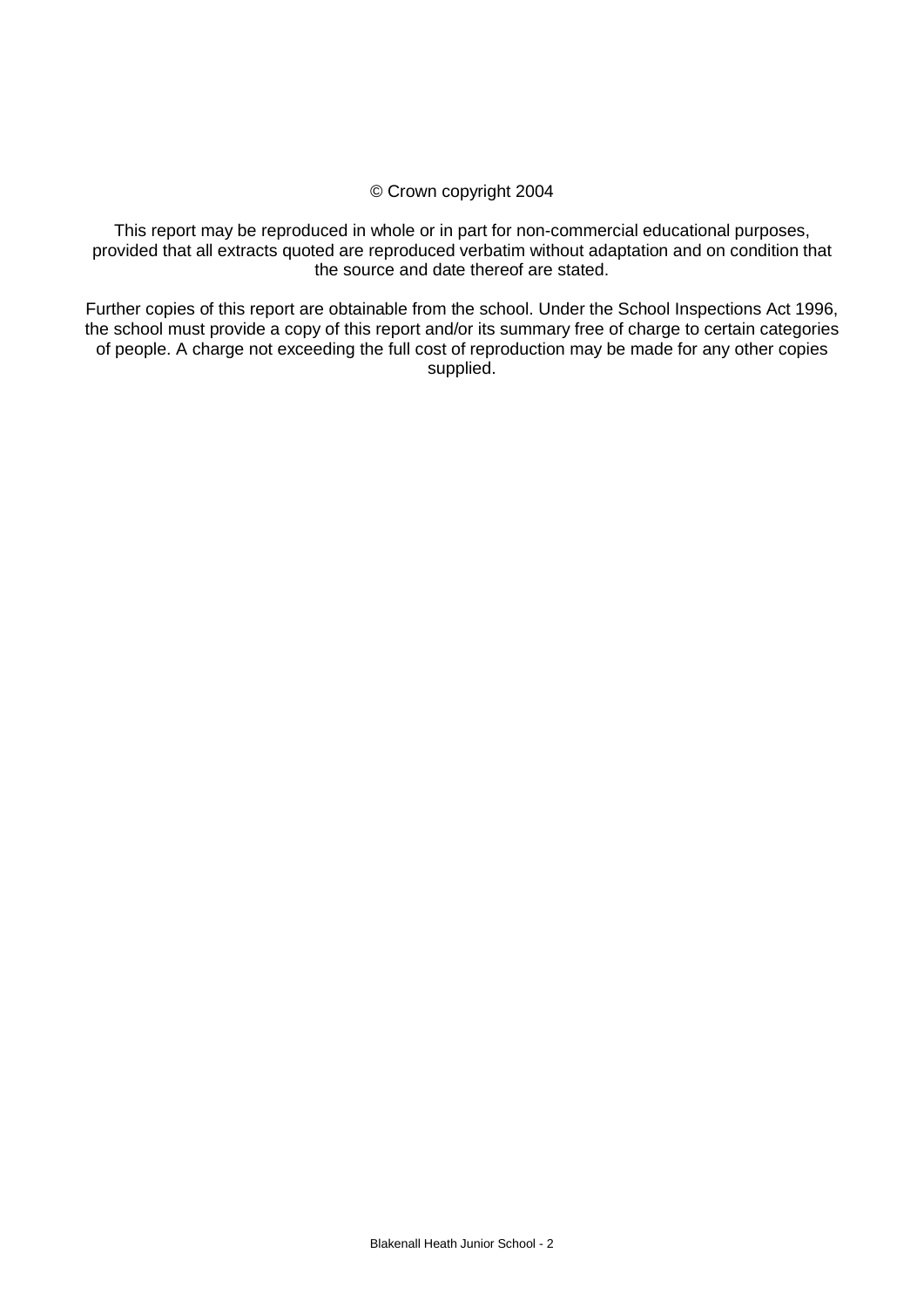© Crown copyright 2004

This report may be reproduced in whole or in part for non-commercial educational purposes, provided that all extracts quoted are reproduced verbatim without adaptation and on condition that the source and date thereof are stated.

Further copies of this report are obtainable from the school. Under the School Inspections Act 1996, the school must provide a copy of this report and/or its summary free of charge to certain categories of people. A charge not exceeding the full cost of reproduction may be made for any other copies supplied.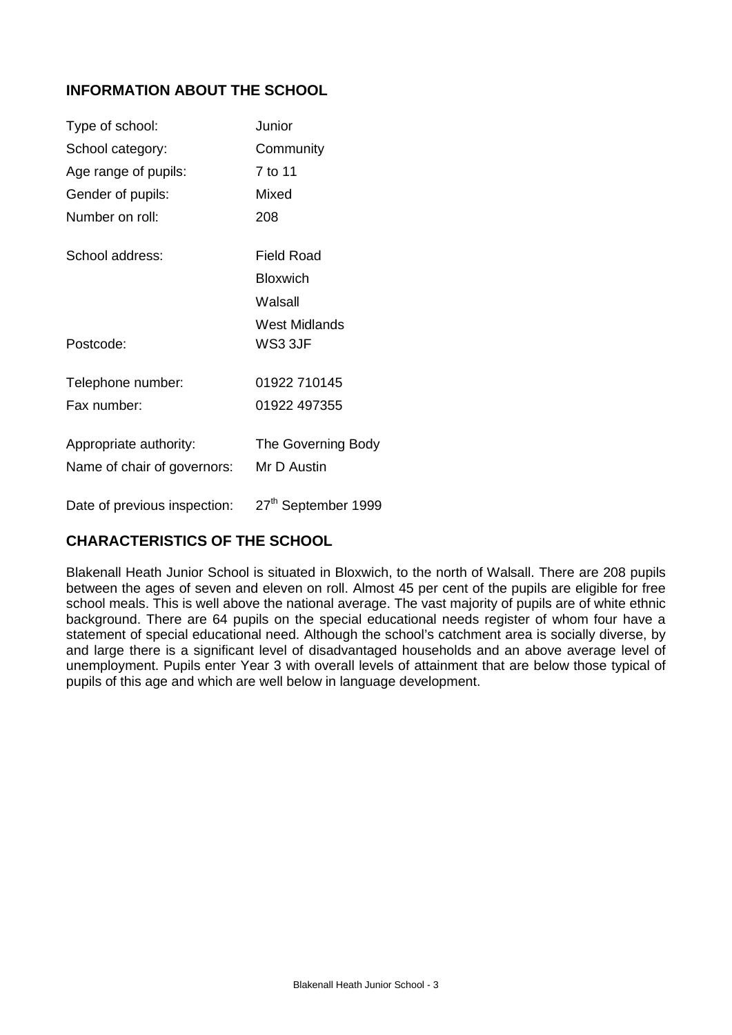## INFORMATION ABOUT THE SCHOOL

| | |
|---|---|
| Type of school: | Junior |
| School category: | Community |
| Age range of pupils: | 7 to 11 |
| Gender of pupils: | Mixed |
| Number on roll: | 208 |
| School address: | Field Road<br>Bloxwich<br>Walsall<br>West Midlands |
| Postcode: | WS3 3JF |
| Telephone number: | 01922 710145 |
| Fax number: | 01922 497355 |
| Appropriate authority: | The Governing Body |
| Name of chair of governors: | Mr D Austin |
| Date of previous inspection: | 27th September 1999 |

## CHARACTERISTICS OF THE SCHOOL

Blakenall Heath Junior School is situated in Bloxwich, to the north of Walsall. There are 208 pupils between the ages of seven and eleven on roll. Almost 45 per cent of the pupils are eligible for free school meals. This is well above the national average. The vast majority of pupils are of white ethnic background. There are 64 pupils on the special educational needs register of whom four have a statement of special educational need. Although the school's catchment area is socially diverse, by and large there is a significant level of disadvantaged households and an above average level of unemployment. Pupils enter Year 3 with overall levels of attainment that are below those typical of pupils of this age and which are well below in language development.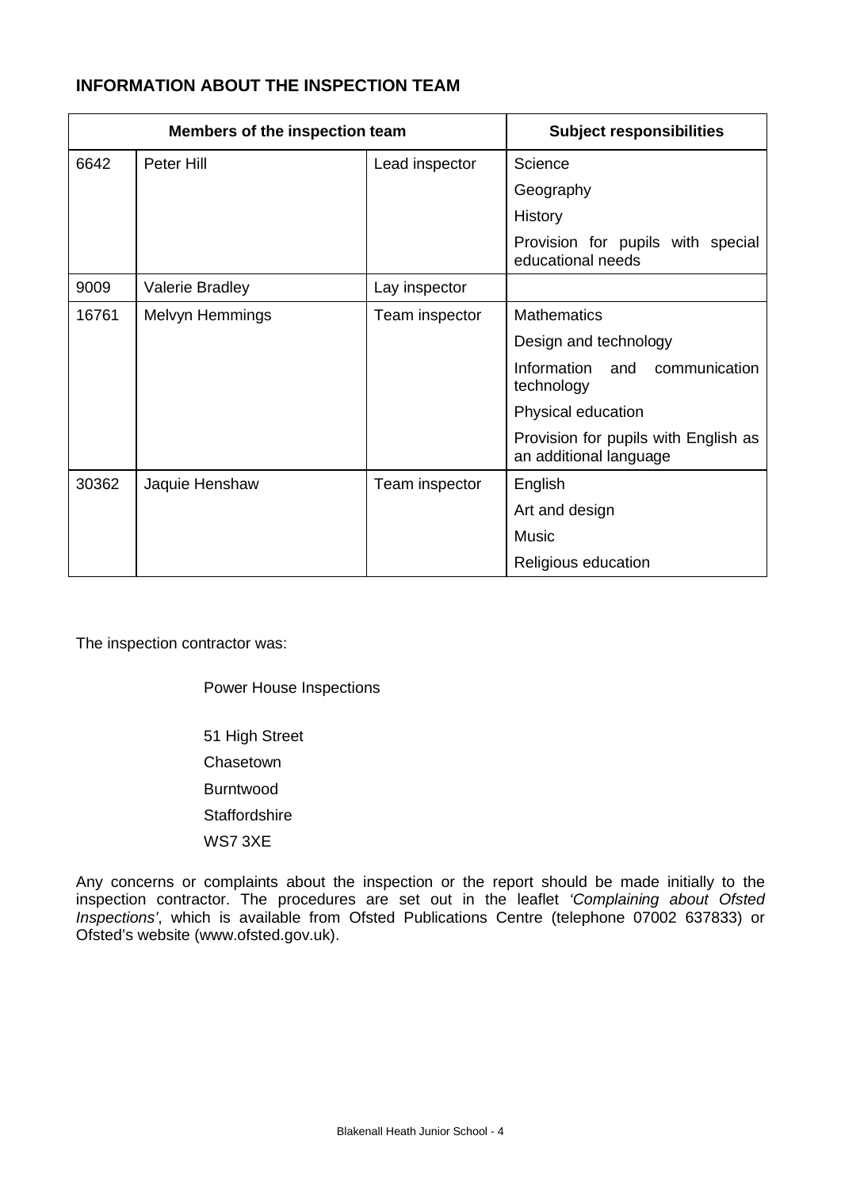## INFORMATION ABOUT THE INSPECTION TEAM

| Members of the inspection team | | | Subject responsibilities |
|---|---|---|---|
| 6642 | Peter Hill | Lead inspector | Science |
| | | | Geography |
| | | | History |
| | | | Provision for pupils with special educational needs |
| 9009 | Valerie Bradley | Lay inspector | |
| 16761 | Melvyn Hemmings | Team inspector | Mathematics |
| | | | Design and technology |
| | | | Information and communication technology |
| | | | Physical education |
| | | | Provision for pupils with English as an additional language |
| 30362 | Jaquie Henshaw | Team inspector | English |
| | | | Art and design |
| | | | Music |
| | | | Religious education |

The inspection contractor was:

Power House Inspections

51 High Street
Chasetown
Burntwood
Staffordshire
WS7 3XE

Any concerns or complaints about the inspection or the report should be made initially to the inspection contractor. The procedures are set out in the leaflet *'Complaining about Ofsted Inspections'*, which is available from Ofsted Publications Centre (telephone 07002 637833) or Ofsted's website (www.ofsted.gov.uk).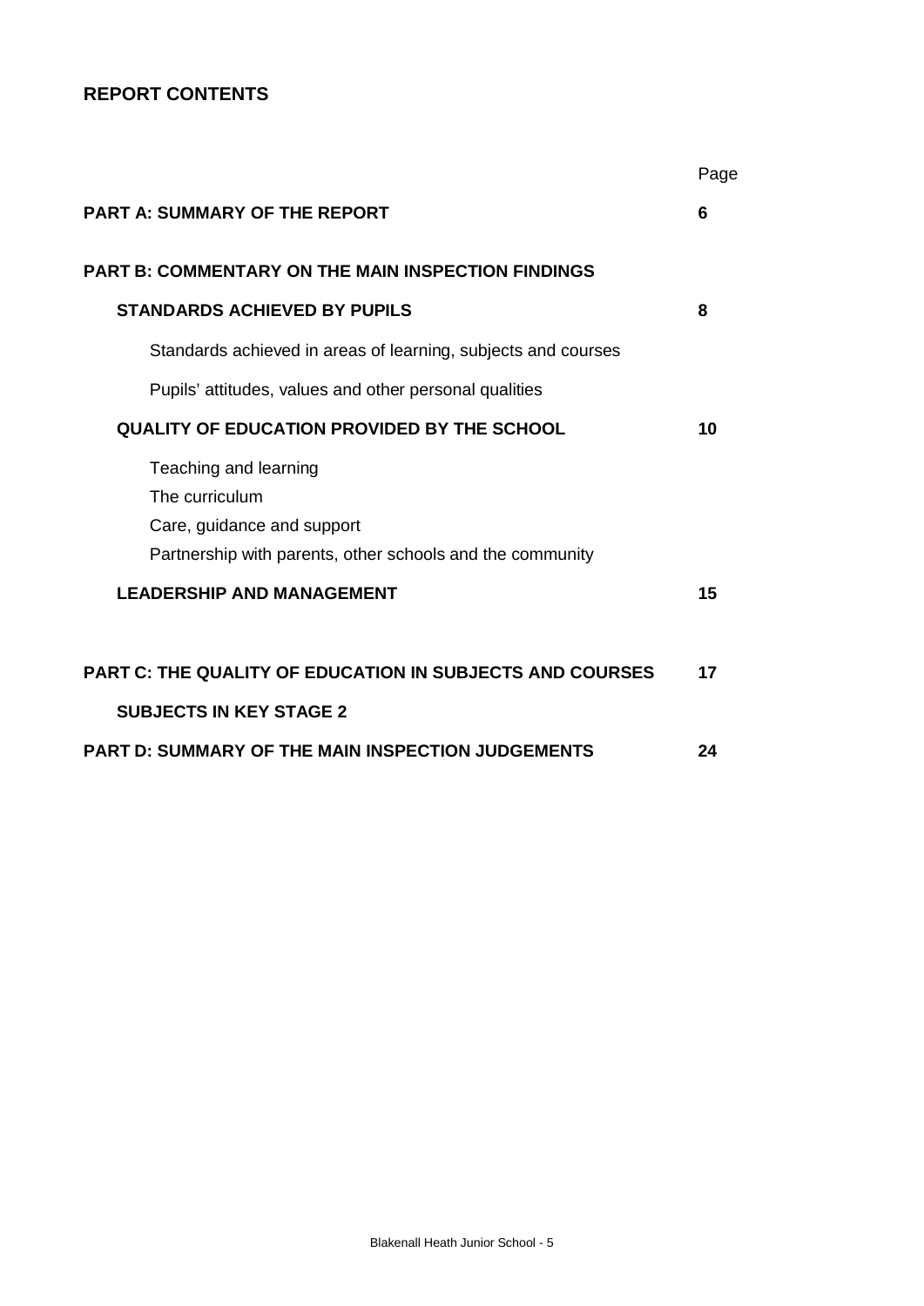## REPORT CONTENTS

| | Page |
|---|---|
| **PART A: SUMMARY OF THE REPORT** | **6** |
| **PART B: COMMENTARY ON THE MAIN INSPECTION FINDINGS** | |
| **STANDARDS ACHIEVED BY PUPILS** | **8** |
| Standards achieved in areas of learning, subjects and courses | |
| Pupils' attitudes, values and other personal qualities | |
| **QUALITY OF EDUCATION PROVIDED BY THE SCHOOL** | **10** |
| Teaching and learning | |
| The curriculum | |
| Care, guidance and support | |
| Partnership with parents, other schools and the community | |
| **LEADERSHIP AND MANAGEMENT** | **15** |
| **PART C: THE QUALITY OF EDUCATION IN SUBJECTS AND COURSES** | **17** |
| **SUBJECTS IN KEY STAGE 2** | |
| **PART D: SUMMARY OF THE MAIN INSPECTION JUDGEMENTS** | **24** |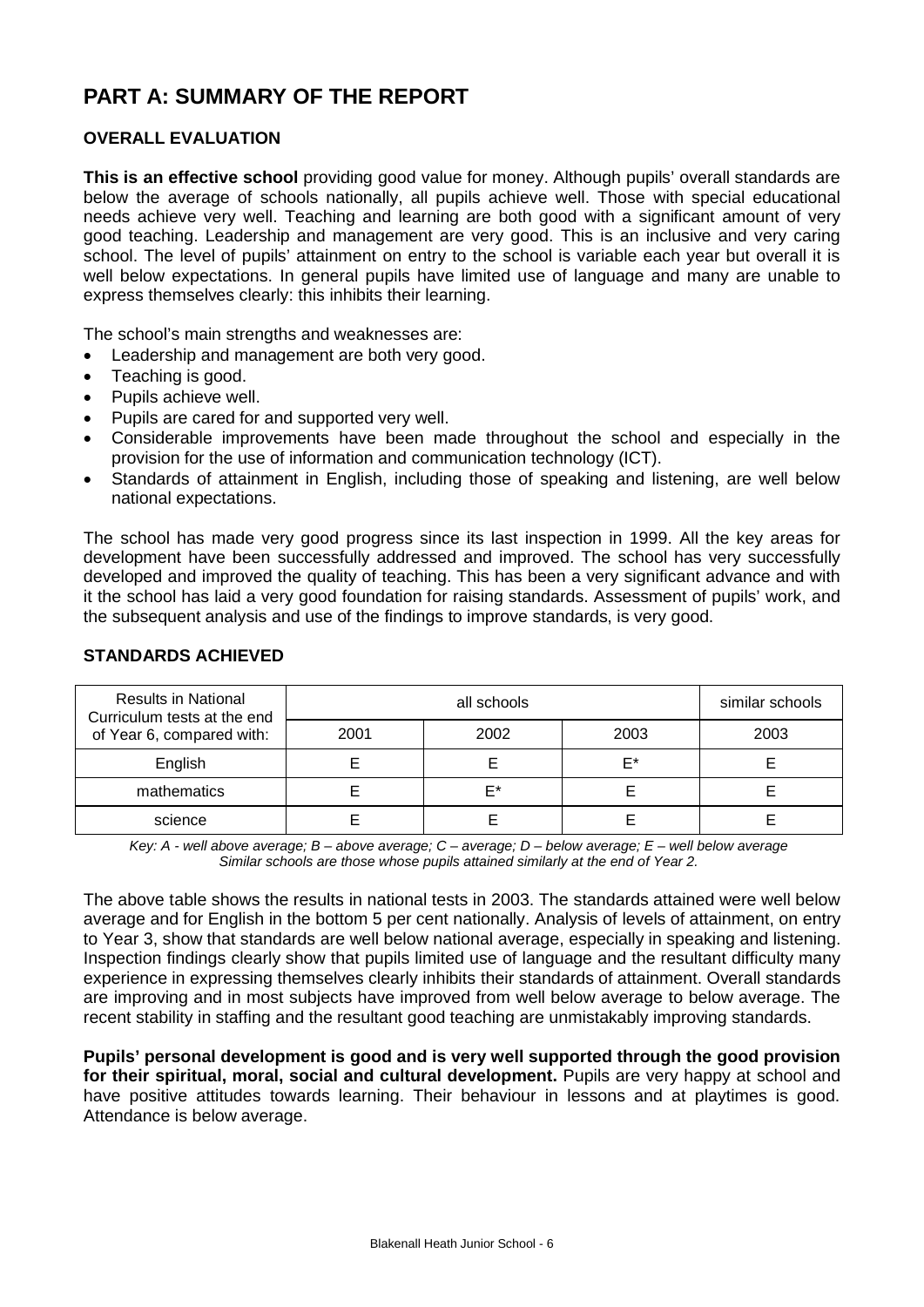# PART A: SUMMARY OF THE REPORT

## OVERALL EVALUATION

**This is an effective school** providing good value for money. Although pupils' overall standards are below the average of schools nationally, all pupils achieve well. Those with special educational needs achieve very well. Teaching and learning are both good with a significant amount of very good teaching. Leadership and management are very good. This is an inclusive and very caring school. The level of pupils' attainment on entry to the school is variable each year but overall it is well below expectations. In general pupils have limited use of language and many are unable to express themselves clearly: this inhibits their learning.

The school's main strengths and weaknesses are:

- Leadership and management are both very good.
- Teaching is good.
- Pupils achieve well.
- Pupils are cared for and supported very well.
- Considerable improvements have been made throughout the school and especially in the provision for the use of information and communication technology (ICT).
- Standards of attainment in English, including those of speaking and listening, are well below national expectations.

The school has made very good progress since its last inspection in 1999. All the key areas for development have been successfully addressed and improved. The school has very successfully developed and improved the quality of teaching. This has been a very significant advance and with it the school has laid a very good foundation for raising standards. Assessment of pupils' work, and the subsequent analysis and use of the findings to improve standards, is very good.

## STANDARDS ACHIEVED

| Results in National Curriculum tests at the end of Year 6, compared with: | all schools | | | similar schools |
|---|---|---|---|---|
| | 2001 | 2002 | 2003 | 2003 |
| English | E | E | E* | E |
| mathematics | E | E* | E | E |
| science | E | E | E | E |

*Key: A - well above average; B – above average; C – average; D – below average; E – well below average*
*Similar schools are those whose pupils attained similarly at the end of Year 2.*

The above table shows the results in national tests in 2003. The standards attained were well below average and for English in the bottom 5 per cent nationally. Analysis of levels of attainment, on entry to Year 3, show that standards are well below national average, especially in speaking and listening. Inspection findings clearly show that pupils limited use of language and the resultant difficulty many experience in expressing themselves clearly inhibits their standards of attainment. Overall standards are improving and in most subjects have improved from well below average to below average. The recent stability in staffing and the resultant good teaching are unmistakably improving standards.

**Pupils' personal development is good and is very well supported through the good provision for their spiritual, moral, social and cultural development.** Pupils are very happy at school and have positive attitudes towards learning. Their behaviour in lessons and at playtimes is good. Attendance is below average.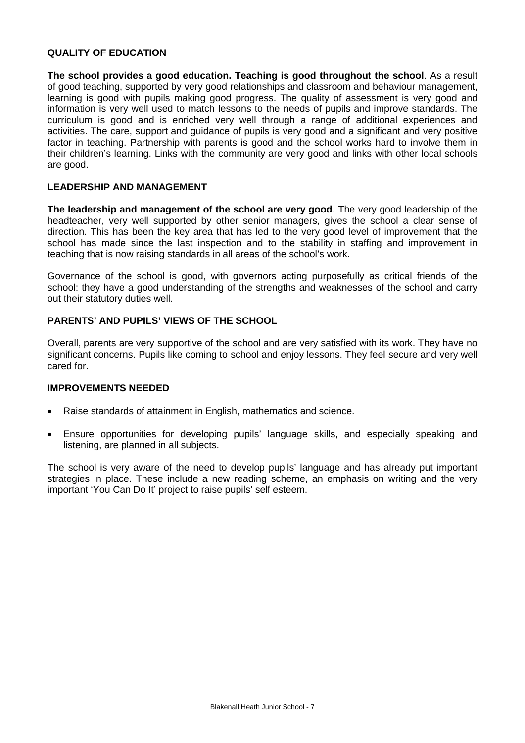### QUALITY OF EDUCATION

**The school provides a good education. Teaching is good throughout the school**. As a result of good teaching, supported by very good relationships and classroom and behaviour management, learning is good with pupils making good progress. The quality of assessment is very good and information is very well used to match lessons to the needs of pupils and improve standards. The curriculum is good and is enriched very well through a range of additional experiences and activities. The care, support and guidance of pupils is very good and a significant and very positive factor in teaching. Partnership with parents is good and the school works hard to involve them in their children's learning. Links with the community are very good and links with other local schools are good.

### LEADERSHIP AND MANAGEMENT

**The leadership and management of the school are very good**. The very good leadership of the headteacher, very well supported by other senior managers, gives the school a clear sense of direction. This has been the key area that has led to the very good level of improvement that the school has made since the last inspection and to the stability in staffing and improvement in teaching that is now raising standards in all areas of the school's work.

Governance of the school is good, with governors acting purposefully as critical friends of the school: they have a good understanding of the strengths and weaknesses of the school and carry out their statutory duties well.

### PARENTS' AND PUPILS' VIEWS OF THE SCHOOL

Overall, parents are very supportive of the school and are very satisfied with its work. They have no significant concerns. Pupils like coming to school and enjoy lessons. They feel secure and very well cared for.

### IMPROVEMENTS NEEDED

- Raise standards of attainment in English, mathematics and science.
- Ensure opportunities for developing pupils' language skills, and especially speaking and listening, are planned in all subjects.

The school is very aware of the need to develop pupils' language and has already put important strategies in place. These include a new reading scheme, an emphasis on writing and the very important 'You Can Do It' project to raise pupils' self esteem.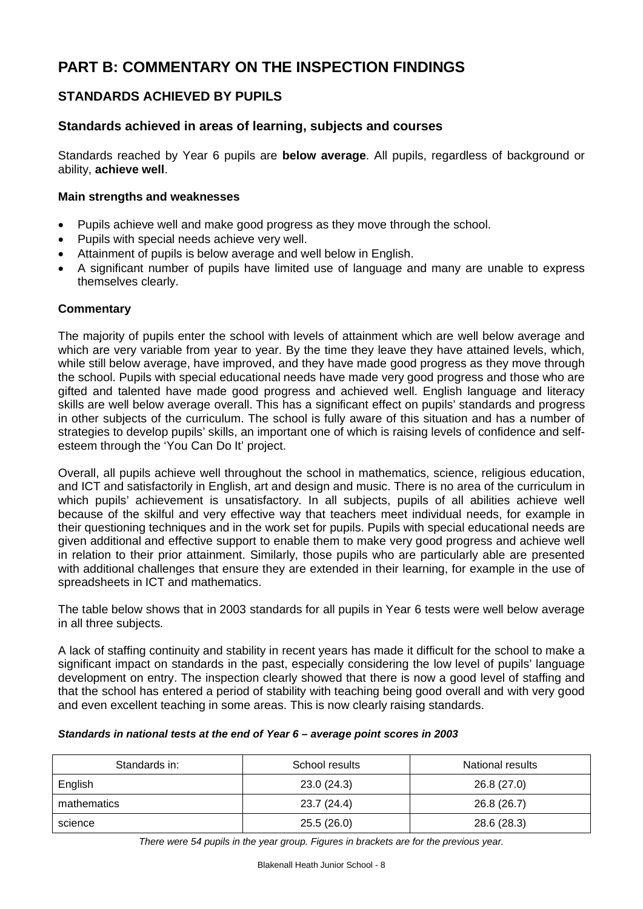# PART B: COMMENTARY ON THE INSPECTION FINDINGS

## STANDARDS ACHIEVED BY PUPILS

### Standards achieved in areas of learning, subjects and courses

Standards reached by Year 6 pupils are **below average**. All pupils, regardless of background or ability, **achieve well**.

#### Main strengths and weaknesses

- Pupils achieve well and make good progress as they move through the school.
- Pupils with special needs achieve very well.
- Attainment of pupils is below average and well below in English.
- A significant number of pupils have limited use of language and many are unable to express themselves clearly.

#### Commentary

The majority of pupils enter the school with levels of attainment which are well below average and which are very variable from year to year. By the time they leave they have attained levels, which, while still below average, have improved, and they have made good progress as they move through the school. Pupils with special educational needs have made very good progress and those who are gifted and talented have made good progress and achieved well. English language and literacy skills are well below average overall. This has a significant effect on pupils' standards and progress in other subjects of the curriculum. The school is fully aware of this situation and has a number of strategies to develop pupils' skills, an important one of which is raising levels of confidence and self-esteem through the 'You Can Do It' project.

Overall, all pupils achieve well throughout the school in mathematics, science, religious education, and ICT and satisfactorily in English, art and design and music. There is no area of the curriculum in which pupils' achievement is unsatisfactory. In all subjects, pupils of all abilities achieve well because of the skilful and very effective way that teachers meet individual needs, for example in their questioning techniques and in the work set for pupils. Pupils with special educational needs are given additional and effective support to enable them to make very good progress and achieve well in relation to their prior attainment. Similarly, those pupils who are particularly able are presented with additional challenges that ensure they are extended in their learning, for example in the use of spreadsheets in ICT and mathematics.

The table below shows that in 2003 standards for all pupils in Year 6 tests were well below average in all three subjects.

A lack of staffing continuity and stability in recent years has made it difficult for the school to make a significant impact on standards in the past, especially considering the low level of pupils' language development on entry. The inspection clearly showed that there is now a good level of staffing and that the school has entered a period of stability with teaching being good overall and with very good and even excellent teaching in some areas. This is now clearly raising standards.

***Standards in national tests at the end of Year 6 – average point scores in 2003***

| Standards in: | School results | National results |
|---|---|---|
| English | 23.0 (24.3) | 26.8 (27.0) |
| mathematics | 23.7 (24.4) | 26.8 (26.7) |
| science | 25.5 (26.0) | 28.6 (28.3) |

*There were 54 pupils in the year group. Figures in brackets are for the previous year.*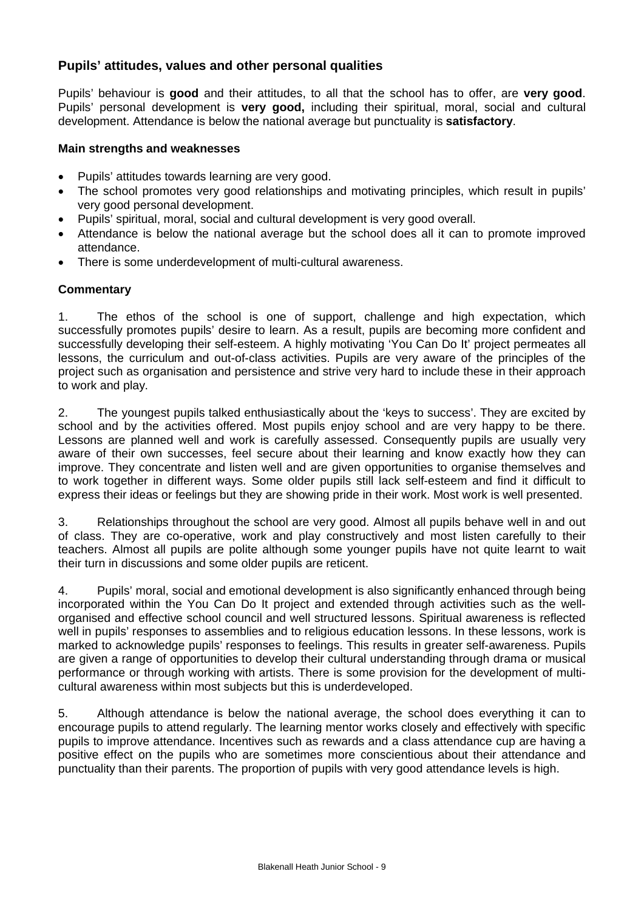## Pupils' attitudes, values and other personal qualities

Pupils' behaviour is **good** and their attitudes, to all that the school has to offer, are **very good**. Pupils' personal development is **very good,** including their spiritual, moral, social and cultural development. Attendance is below the national average but punctuality is **satisfactory**.

### Main strengths and weaknesses

- Pupils' attitudes towards learning are very good.
- The school promotes very good relationships and motivating principles, which result in pupils' very good personal development.
- Pupils' spiritual, moral, social and cultural development is very good overall.
- Attendance is below the national average but the school does all it can to promote improved attendance.
- There is some underdevelopment of multi-cultural awareness.

### Commentary

1. The ethos of the school is one of support, challenge and high expectation, which successfully promotes pupils' desire to learn. As a result, pupils are becoming more confident and successfully developing their self-esteem. A highly motivating 'You Can Do It' project permeates all lessons, the curriculum and out-of-class activities. Pupils are very aware of the principles of the project such as organisation and persistence and strive very hard to include these in their approach to work and play.

2. The youngest pupils talked enthusiastically about the 'keys to success'. They are excited by school and by the activities offered. Most pupils enjoy school and are very happy to be there. Lessons are planned well and work is carefully assessed. Consequently pupils are usually very aware of their own successes, feel secure about their learning and know exactly how they can improve. They concentrate and listen well and are given opportunities to organise themselves and to work together in different ways. Some older pupils still lack self-esteem and find it difficult to express their ideas or feelings but they are showing pride in their work. Most work is well presented.

3. Relationships throughout the school are very good. Almost all pupils behave well in and out of class. They are co-operative, work and play constructively and most listen carefully to their teachers. Almost all pupils are polite although some younger pupils have not quite learnt to wait their turn in discussions and some older pupils are reticent.

4. Pupils' moral, social and emotional development is also significantly enhanced through being incorporated within the You Can Do It project and extended through activities such as the well-organised and effective school council and well structured lessons. Spiritual awareness is reflected well in pupils' responses to assemblies and to religious education lessons. In these lessons, work is marked to acknowledge pupils' responses to feelings. This results in greater self-awareness. Pupils are given a range of opportunities to develop their cultural understanding through drama or musical performance or through working with artists. There is some provision for the development of multi-cultural awareness within most subjects but this is underdeveloped.

5. Although attendance is below the national average, the school does everything it can to encourage pupils to attend regularly. The learning mentor works closely and effectively with specific pupils to improve attendance. Incentives such as rewards and a class attendance cup are having a positive effect on the pupils who are sometimes more conscientious about their attendance and punctuality than their parents. The proportion of pupils with very good attendance levels is high.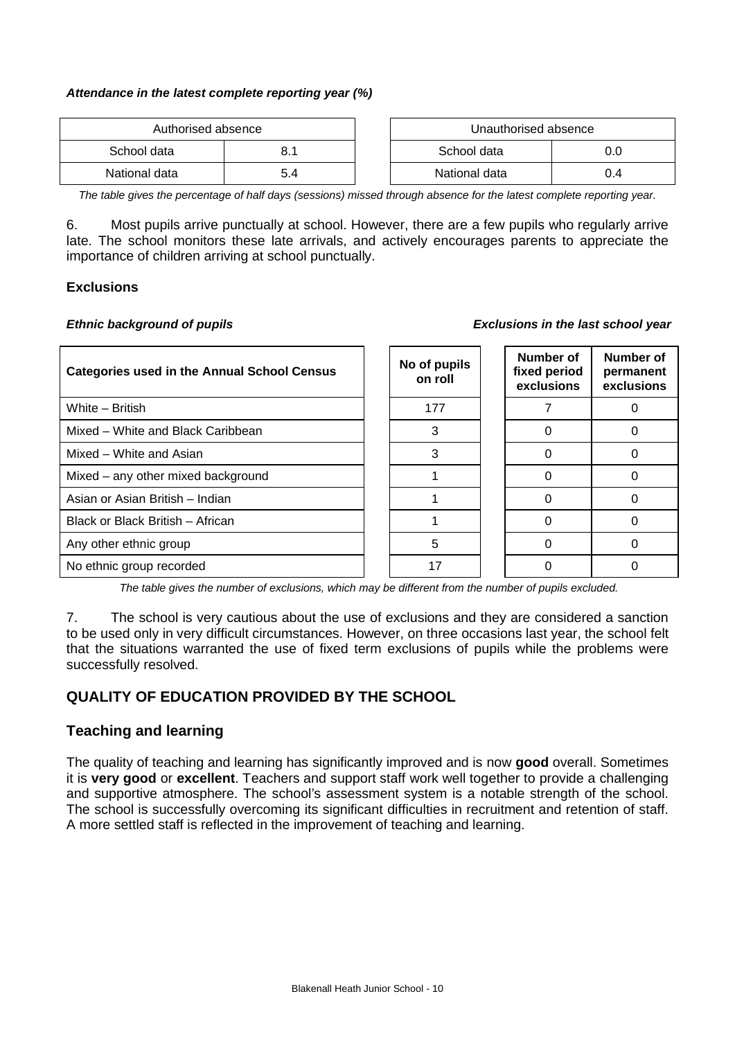***Attendance in the latest complete reporting year (%)***

| Authorised absence | |
|---|---|
| School data | 8.1 |
| National data | 5.4 |

| Unauthorised absence | |
|---|---|
| School data | 0.0 |
| National data | 0.4 |

*The table gives the percentage of half days (sessions) missed through absence for the latest complete reporting year.*

6. Most pupils arrive punctually at school. However, there are a few pupils who regularly arrive late. The school monitors these late arrivals, and actively encourages parents to appreciate the importance of children arriving at school punctually.

**Exclusions**

***Ethnic background of pupils*** ***Exclusions in the last school year***

| Categories used in the Annual School Census | No of pupils on roll | Number of fixed period exclusions | Number of permanent exclusions |
|---|---|---|---|
| White – British | 177 | 7 | 0 |
| Mixed – White and Black Caribbean | 3 | 0 | 0 |
| Mixed – White and Asian | 3 | 0 | 0 |
| Mixed – any other mixed background | 1 | 0 | 0 |
| Asian or Asian British – Indian | 1 | 0 | 0 |
| Black or Black British – African | 1 | 0 | 0 |
| Any other ethnic group | 5 | 0 | 0 |
| No ethnic group recorded | 17 | 0 | 0 |

*The table gives the number of exclusions, which may be different from the number of pupils excluded.*

7. The school is very cautious about the use of exclusions and they are considered a sanction to be used only in very difficult circumstances. However, on three occasions last year, the school felt that the situations warranted the use of fixed term exclusions of pupils while the problems were successfully resolved.

## QUALITY OF EDUCATION PROVIDED BY THE SCHOOL

### Teaching and learning

The quality of teaching and learning has significantly improved and is now **good** overall. Sometimes it is **very good** or **excellent**. Teachers and support staff work well together to provide a challenging and supportive atmosphere. The school's assessment system is a notable strength of the school. The school is successfully overcoming its significant difficulties in recruitment and retention of staff. A more settled staff is reflected in the improvement of teaching and learning.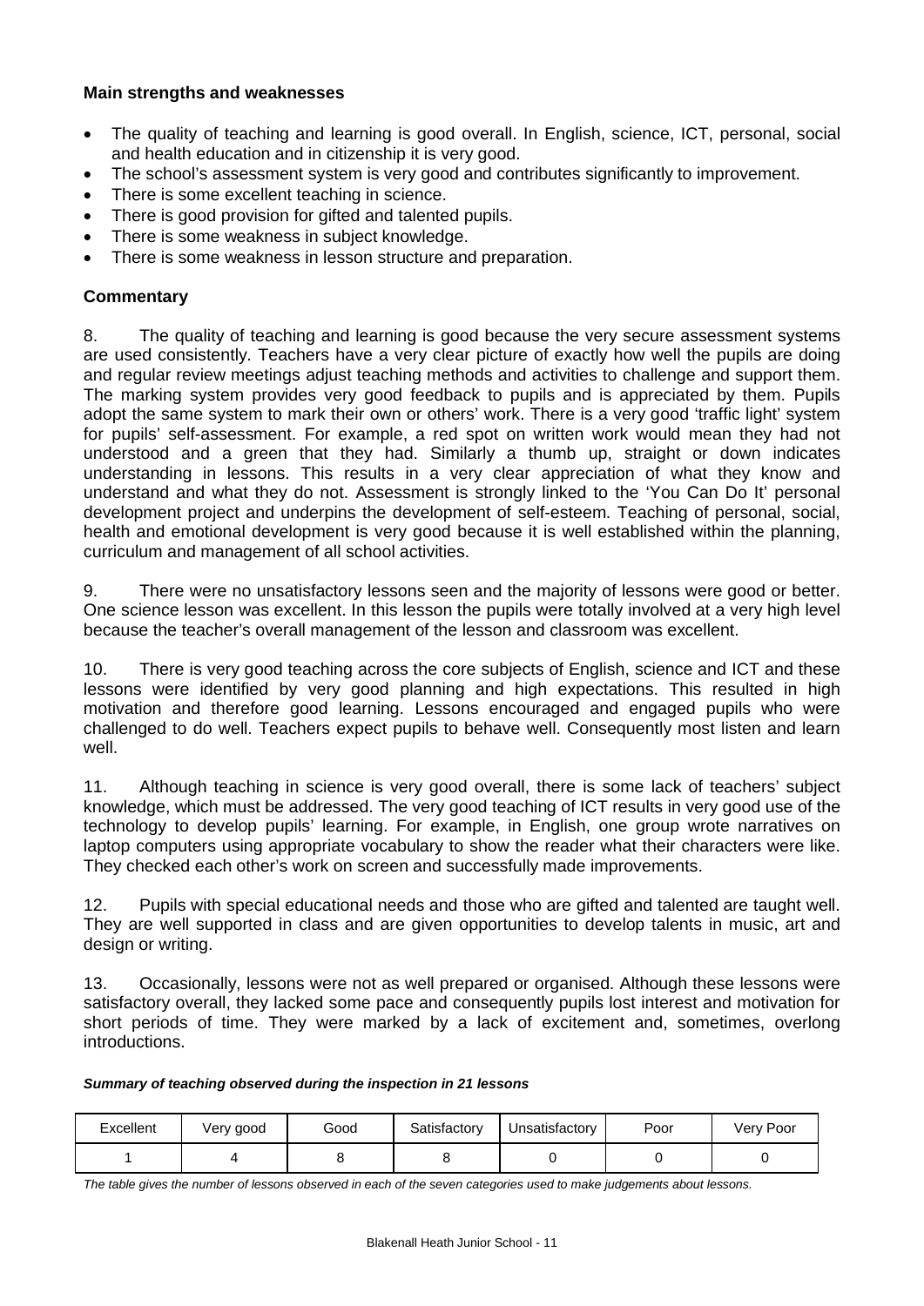### Main strengths and weaknesses

- The quality of teaching and learning is good overall. In English, science, ICT, personal, social and health education and in citizenship it is very good.
- The school's assessment system is very good and contributes significantly to improvement.
- There is some excellent teaching in science.
- There is good provision for gifted and talented pupils.
- There is some weakness in subject knowledge.
- There is some weakness in lesson structure and preparation.

### Commentary

8. The quality of teaching and learning is good because the very secure assessment systems are used consistently. Teachers have a very clear picture of exactly how well the pupils are doing and regular review meetings adjust teaching methods and activities to challenge and support them. The marking system provides very good feedback to pupils and is appreciated by them. Pupils adopt the same system to mark their own or others' work. There is a very good 'traffic light' system for pupils' self-assessment. For example, a red spot on written work would mean they had not understood and a green that they had. Similarly a thumb up, straight or down indicates understanding in lessons. This results in a very clear appreciation of what they know and understand and what they do not. Assessment is strongly linked to the 'You Can Do It' personal development project and underpins the development of self-esteem. Teaching of personal, social, health and emotional development is very good because it is well established within the planning, curriculum and management of all school activities.

9. There were no unsatisfactory lessons seen and the majority of lessons were good or better. One science lesson was excellent. In this lesson the pupils were totally involved at a very high level because the teacher's overall management of the lesson and classroom was excellent.

10. There is very good teaching across the core subjects of English, science and ICT and these lessons were identified by very good planning and high expectations. This resulted in high motivation and therefore good learning. Lessons encouraged and engaged pupils who were challenged to do well. Teachers expect pupils to behave well. Consequently most listen and learn well.

11. Although teaching in science is very good overall, there is some lack of teachers' subject knowledge, which must be addressed. The very good teaching of ICT results in very good use of the technology to develop pupils' learning. For example, in English, one group wrote narratives on laptop computers using appropriate vocabulary to show the reader what their characters were like. They checked each other's work on screen and successfully made improvements.

12. Pupils with special educational needs and those who are gifted and talented are taught well. They are well supported in class and are given opportunities to develop talents in music, art and design or writing.

13. Occasionally, lessons were not as well prepared or organised. Although these lessons were satisfactory overall, they lacked some pace and consequently pupils lost interest and motivation for short periods of time. They were marked by a lack of excitement and, sometimes, overlong introductions.

***Summary of teaching observed during the inspection in 21 lessons***

| Excellent | Very good | Good | Satisfactory | Unsatisfactory | Poor | Very Poor |
|---|---|---|---|---|---|---|
| 1 | 4 | 8 | 8 | 0 | 0 | 0 |

*The table gives the number of lessons observed in each of the seven categories used to make judgements about lessons.*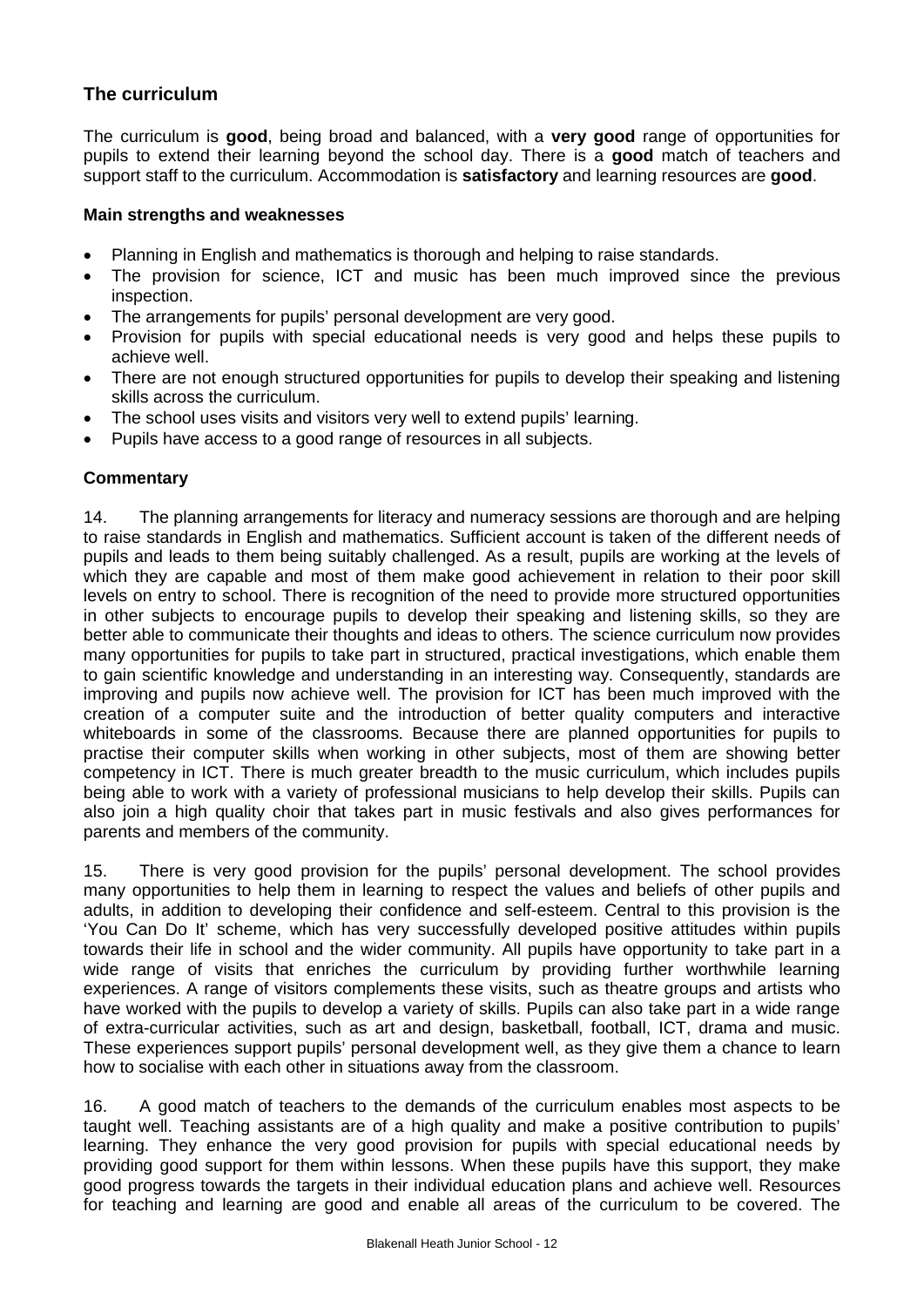## The curriculum

The curriculum is **good**, being broad and balanced, with a **very good** range of opportunities for pupils to extend their learning beyond the school day. There is a **good** match of teachers and support staff to the curriculum. Accommodation is **satisfactory** and learning resources are **good**.

### Main strengths and weaknesses

- Planning in English and mathematics is thorough and helping to raise standards.
- The provision for science, ICT and music has been much improved since the previous inspection.
- The arrangements for pupils' personal development are very good.
- Provision for pupils with special educational needs is very good and helps these pupils to achieve well.
- There are not enough structured opportunities for pupils to develop their speaking and listening skills across the curriculum.
- The school uses visits and visitors very well to extend pupils' learning.
- Pupils have access to a good range of resources in all subjects.

### Commentary

14. The planning arrangements for literacy and numeracy sessions are thorough and are helping to raise standards in English and mathematics. Sufficient account is taken of the different needs of pupils and leads to them being suitably challenged. As a result, pupils are working at the levels of which they are capable and most of them make good achievement in relation to their poor skill levels on entry to school. There is recognition of the need to provide more structured opportunities in other subjects to encourage pupils to develop their speaking and listening skills, so they are better able to communicate their thoughts and ideas to others. The science curriculum now provides many opportunities for pupils to take part in structured, practical investigations, which enable them to gain scientific knowledge and understanding in an interesting way. Consequently, standards are improving and pupils now achieve well. The provision for ICT has been much improved with the creation of a computer suite and the introduction of better quality computers and interactive whiteboards in some of the classrooms. Because there are planned opportunities for pupils to practise their computer skills when working in other subjects, most of them are showing better competency in ICT. There is much greater breadth to the music curriculum, which includes pupils being able to work with a variety of professional musicians to help develop their skills. Pupils can also join a high quality choir that takes part in music festivals and also gives performances for parents and members of the community.

15. There is very good provision for the pupils' personal development. The school provides many opportunities to help them in learning to respect the values and beliefs of other pupils and adults, in addition to developing their confidence and self-esteem. Central to this provision is the 'You Can Do It' scheme, which has very successfully developed positive attitudes within pupils towards their life in school and the wider community. All pupils have opportunity to take part in a wide range of visits that enriches the curriculum by providing further worthwhile learning experiences. A range of visitors complements these visits, such as theatre groups and artists who have worked with the pupils to develop a variety of skills. Pupils can also take part in a wide range of extra-curricular activities, such as art and design, basketball, football, ICT, drama and music. These experiences support pupils' personal development well, as they give them a chance to learn how to socialise with each other in situations away from the classroom.

16. A good match of teachers to the demands of the curriculum enables most aspects to be taught well. Teaching assistants are of a high quality and make a positive contribution to pupils' learning. They enhance the very good provision for pupils with special educational needs by providing good support for them within lessons. When these pupils have this support, they make good progress towards the targets in their individual education plans and achieve well. Resources for teaching and learning are good and enable all areas of the curriculum to be covered. The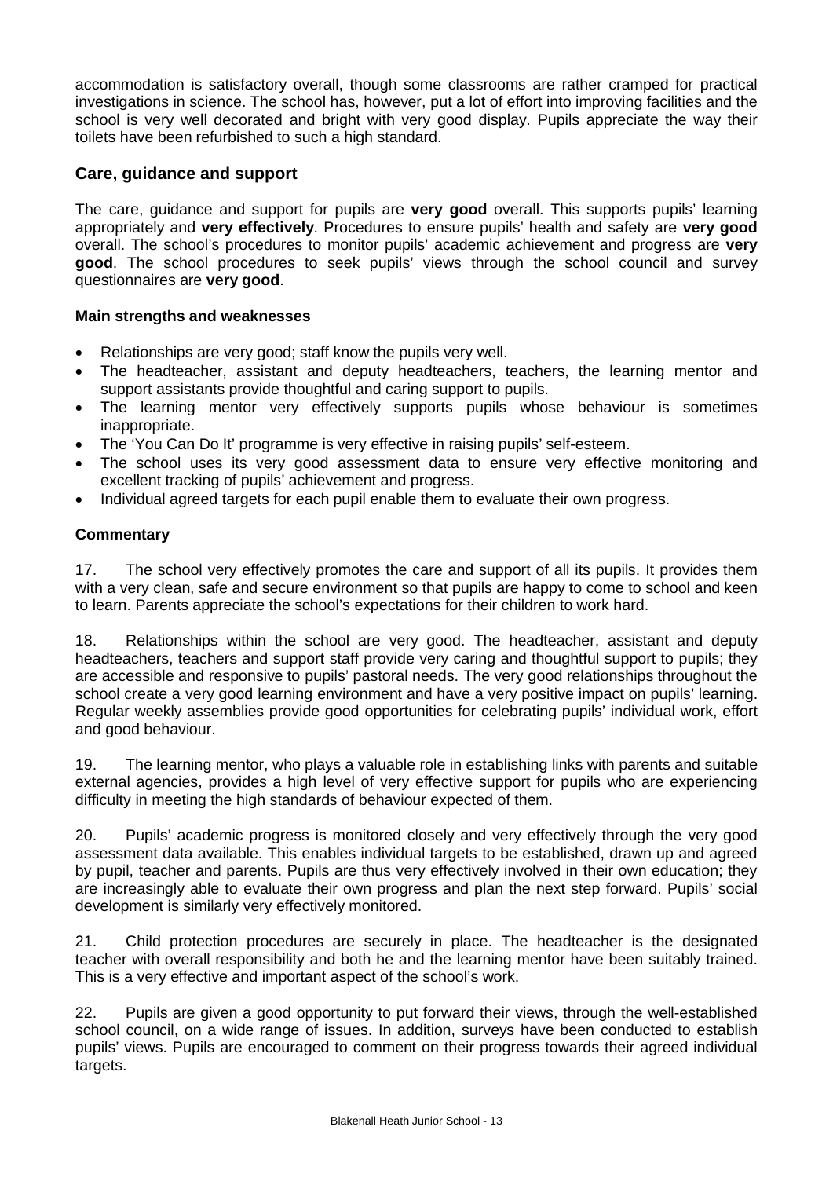accommodation is satisfactory overall, though some classrooms are rather cramped for practical investigations in science. The school has, however, put a lot of effort into improving facilities and the school is very well decorated and bright with very good display. Pupils appreciate the way their toilets have been refurbished to such a high standard.

## Care, guidance and support

The care, guidance and support for pupils are **very good** overall. This supports pupils' learning appropriately and **very effectively**. Procedures to ensure pupils' health and safety are **very good** overall. The school's procedures to monitor pupils' academic achievement and progress are **very good**. The school procedures to seek pupils' views through the school council and survey questionnaires are **very good**.

### Main strengths and weaknesses

- Relationships are very good; staff know the pupils very well.
- The headteacher, assistant and deputy headteachers, teachers, the learning mentor and support assistants provide thoughtful and caring support to pupils.
- The learning mentor very effectively supports pupils whose behaviour is sometimes inappropriate.
- The 'You Can Do It' programme is very effective in raising pupils' self-esteem.
- The school uses its very good assessment data to ensure very effective monitoring and excellent tracking of pupils' achievement and progress.
- Individual agreed targets for each pupil enable them to evaluate their own progress.

### Commentary

17. The school very effectively promotes the care and support of all its pupils. It provides them with a very clean, safe and secure environment so that pupils are happy to come to school and keen to learn. Parents appreciate the school's expectations for their children to work hard.

18. Relationships within the school are very good. The headteacher, assistant and deputy headteachers, teachers and support staff provide very caring and thoughtful support to pupils; they are accessible and responsive to pupils' pastoral needs. The very good relationships throughout the school create a very good learning environment and have a very positive impact on pupils' learning. Regular weekly assemblies provide good opportunities for celebrating pupils' individual work, effort and good behaviour.

19. The learning mentor, who plays a valuable role in establishing links with parents and suitable external agencies, provides a high level of very effective support for pupils who are experiencing difficulty in meeting the high standards of behaviour expected of them.

20. Pupils' academic progress is monitored closely and very effectively through the very good assessment data available. This enables individual targets to be established, drawn up and agreed by pupil, teacher and parents. Pupils are thus very effectively involved in their own education; they are increasingly able to evaluate their own progress and plan the next step forward. Pupils' social development is similarly very effectively monitored.

21. Child protection procedures are securely in place. The headteacher is the designated teacher with overall responsibility and both he and the learning mentor have been suitably trained. This is a very effective and important aspect of the school's work.

22. Pupils are given a good opportunity to put forward their views, through the well-established school council, on a wide range of issues. In addition, surveys have been conducted to establish pupils' views. Pupils are encouraged to comment on their progress towards their agreed individual targets.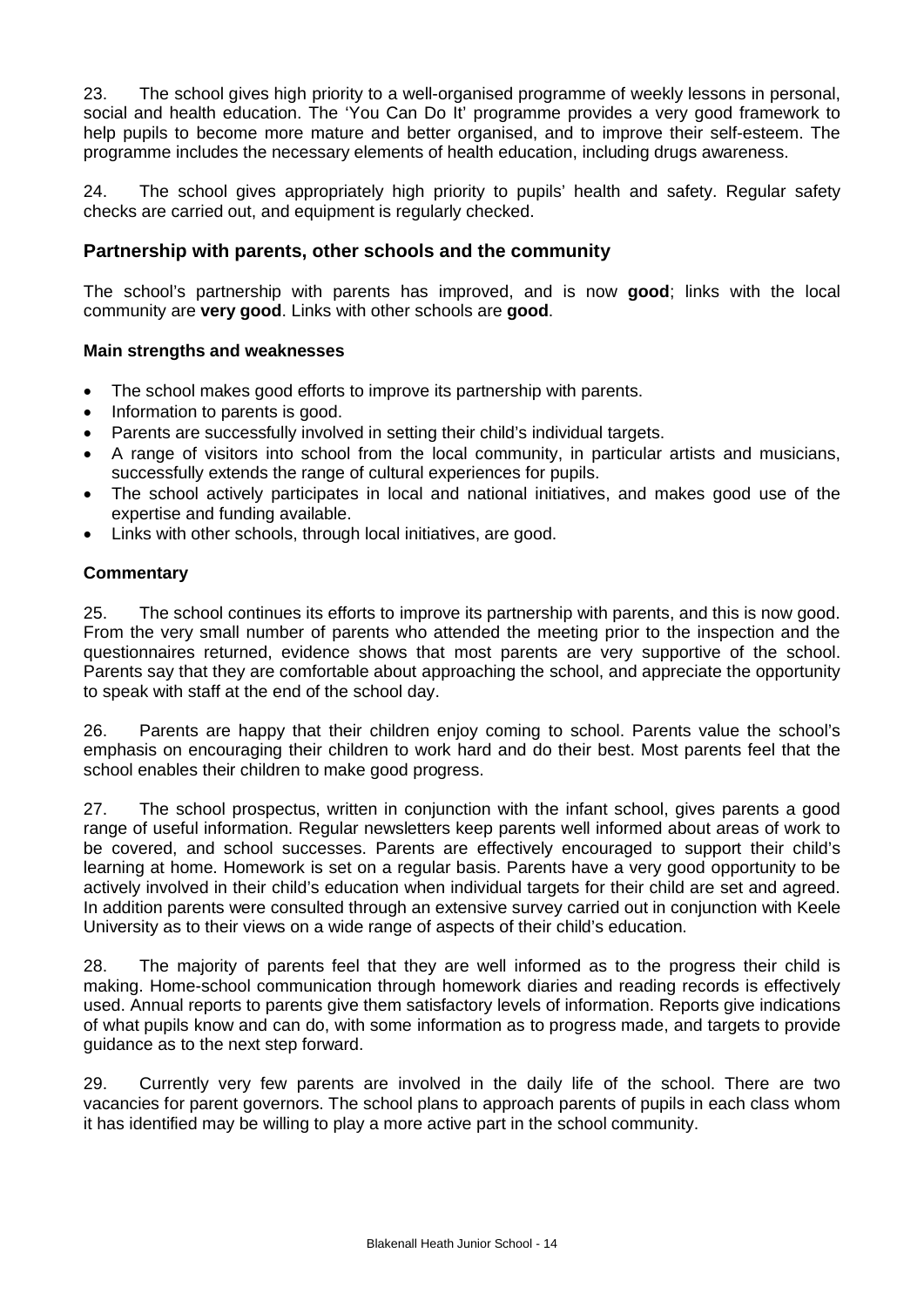23. The school gives high priority to a well-organised programme of weekly lessons in personal, social and health education. The 'You Can Do It' programme provides a very good framework to help pupils to become more mature and better organised, and to improve their self-esteem. The programme includes the necessary elements of health education, including drugs awareness.

24. The school gives appropriately high priority to pupils' health and safety. Regular safety checks are carried out, and equipment is regularly checked.

## Partnership with parents, other schools and the community

The school's partnership with parents has improved, and is now **good**; links with the local community are **very good**. Links with other schools are **good**.

### Main strengths and weaknesses

- The school makes good efforts to improve its partnership with parents.
- Information to parents is good.
- Parents are successfully involved in setting their child's individual targets.
- A range of visitors into school from the local community, in particular artists and musicians, successfully extends the range of cultural experiences for pupils.
- The school actively participates in local and national initiatives, and makes good use of the expertise and funding available.
- Links with other schools, through local initiatives, are good.

### Commentary

25. The school continues its efforts to improve its partnership with parents, and this is now good. From the very small number of parents who attended the meeting prior to the inspection and the questionnaires returned, evidence shows that most parents are very supportive of the school. Parents say that they are comfortable about approaching the school, and appreciate the opportunity to speak with staff at the end of the school day.

26. Parents are happy that their children enjoy coming to school. Parents value the school's emphasis on encouraging their children to work hard and do their best. Most parents feel that the school enables their children to make good progress.

27. The school prospectus, written in conjunction with the infant school, gives parents a good range of useful information. Regular newsletters keep parents well informed about areas of work to be covered, and school successes. Parents are effectively encouraged to support their child's learning at home. Homework is set on a regular basis. Parents have a very good opportunity to be actively involved in their child's education when individual targets for their child are set and agreed. In addition parents were consulted through an extensive survey carried out in conjunction with Keele University as to their views on a wide range of aspects of their child's education.

28. The majority of parents feel that they are well informed as to the progress their child is making. Home-school communication through homework diaries and reading records is effectively used. Annual reports to parents give them satisfactory levels of information. Reports give indications of what pupils know and can do, with some information as to progress made, and targets to provide guidance as to the next step forward.

29. Currently very few parents are involved in the daily life of the school. There are two vacancies for parent governors. The school plans to approach parents of pupils in each class whom it has identified may be willing to play a more active part in the school community.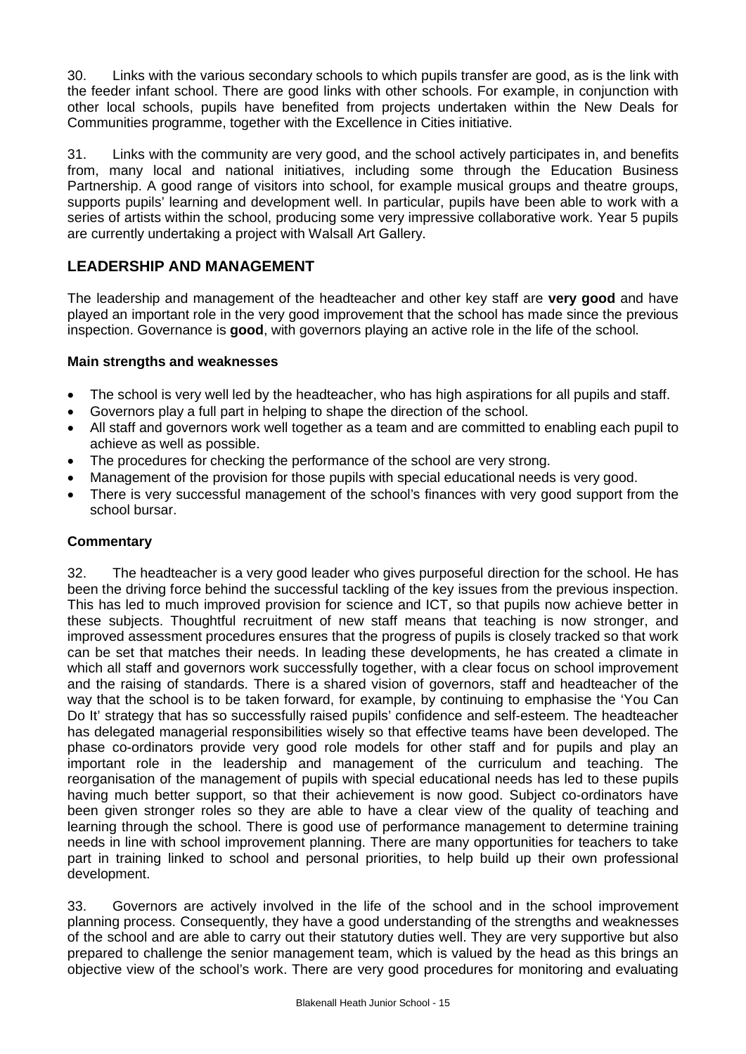30. Links with the various secondary schools to which pupils transfer are good, as is the link with the feeder infant school. There are good links with other schools. For example, in conjunction with other local schools, pupils have benefited from projects undertaken within the New Deals for Communities programme, together with the Excellence in Cities initiative.

31. Links with the community are very good, and the school actively participates in, and benefits from, many local and national initiatives, including some through the Education Business Partnership. A good range of visitors into school, for example musical groups and theatre groups, supports pupils' learning and development well. In particular, pupils have been able to work with a series of artists within the school, producing some very impressive collaborative work. Year 5 pupils are currently undertaking a project with Walsall Art Gallery.

## LEADERSHIP AND MANAGEMENT

The leadership and management of the headteacher and other key staff are **very good** and have played an important role in the very good improvement that the school has made since the previous inspection. Governance is **good**, with governors playing an active role in the life of the school.

### Main strengths and weaknesses

- The school is very well led by the headteacher, who has high aspirations for all pupils and staff.
- Governors play a full part in helping to shape the direction of the school.
- All staff and governors work well together as a team and are committed to enabling each pupil to achieve as well as possible.
- The procedures for checking the performance of the school are very strong.
- Management of the provision for those pupils with special educational needs is very good.
- There is very successful management of the school's finances with very good support from the school bursar.

### Commentary

32. The headteacher is a very good leader who gives purposeful direction for the school. He has been the driving force behind the successful tackling of the key issues from the previous inspection. This has led to much improved provision for science and ICT, so that pupils now achieve better in these subjects. Thoughtful recruitment of new staff means that teaching is now stronger, and improved assessment procedures ensures that the progress of pupils is closely tracked so that work can be set that matches their needs. In leading these developments, he has created a climate in which all staff and governors work successfully together, with a clear focus on school improvement and the raising of standards. There is a shared vision of governors, staff and headteacher of the way that the school is to be taken forward, for example, by continuing to emphasise the 'You Can Do It' strategy that has so successfully raised pupils' confidence and self-esteem. The headteacher has delegated managerial responsibilities wisely so that effective teams have been developed. The phase co-ordinators provide very good role models for other staff and for pupils and play an important role in the leadership and management of the curriculum and teaching. The reorganisation of the management of pupils with special educational needs has led to these pupils having much better support, so that their achievement is now good. Subject co-ordinators have been given stronger roles so they are able to have a clear view of the quality of teaching and learning through the school. There is good use of performance management to determine training needs in line with school improvement planning. There are many opportunities for teachers to take part in training linked to school and personal priorities, to help build up their own professional development.

33. Governors are actively involved in the life of the school and in the school improvement planning process. Consequently, they have a good understanding of the strengths and weaknesses of the school and are able to carry out their statutory duties well. They are very supportive but also prepared to challenge the senior management team, which is valued by the head as this brings an objective view of the school's work. There are very good procedures for monitoring and evaluating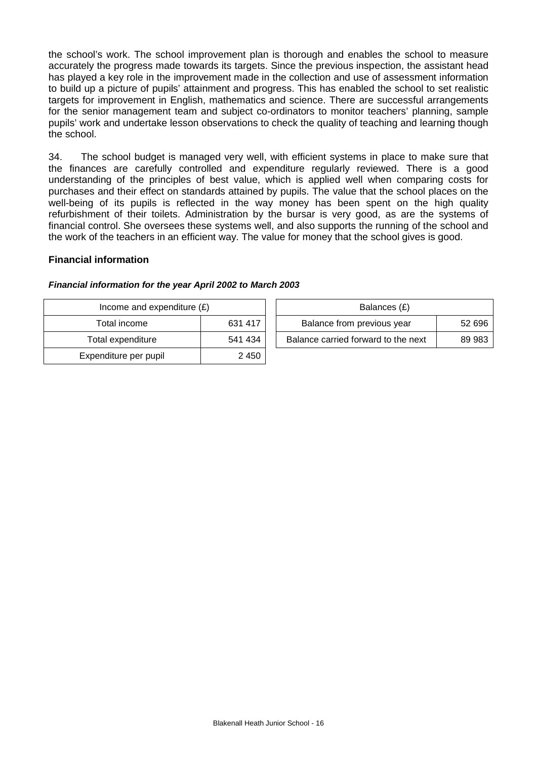the school's work. The school improvement plan is thorough and enables the school to measure accurately the progress made towards its targets. Since the previous inspection, the assistant head has played a key role in the improvement made in the collection and use of assessment information to build up a picture of pupils' attainment and progress. This has enabled the school to set realistic targets for improvement in English, mathematics and science. There are successful arrangements for the senior management team and subject co-ordinators to monitor teachers' planning, sample pupils' work and undertake lesson observations to check the quality of teaching and learning though the school.

34. The school budget is managed very well, with efficient systems in place to make sure that the finances are carefully controlled and expenditure regularly reviewed. There is a good understanding of the principles of best value, which is applied well when comparing costs for purchases and their effect on standards attained by pupils. The value that the school places on the well-being of its pupils is reflected in the way money has been spent on the high quality refurbishment of their toilets. Administration by the bursar is very good, as are the systems of financial control. She oversees these systems well, and also supports the running of the school and the work of the teachers in an efficient way. The value for money that the school gives is good.

**Financial information**

***Financial information for the year April 2002 to March 2003***

| Income and expenditure (£) | |
|---|---|
| Total income | 631 417 |
| Total expenditure | 541 434 |
| Expenditure per pupil | 2 450 |

| Balances (£) | |
|---|---|
| Balance from previous year | 52 696 |
| Balance carried forward to the next | 89 983 |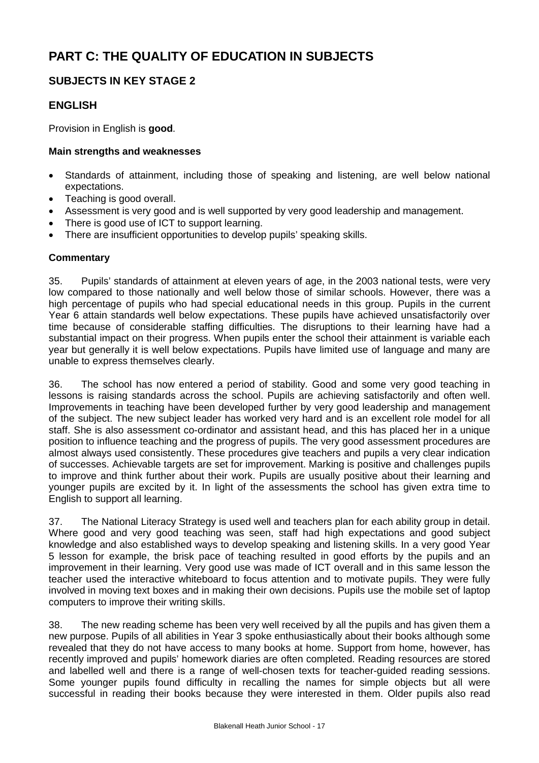# PART C: THE QUALITY OF EDUCATION IN SUBJECTS

## SUBJECTS IN KEY STAGE 2

## ENGLISH

Provision in English is **good**.

### Main strengths and weaknesses

- Standards of attainment, including those of speaking and listening, are well below national expectations.
- Teaching is good overall.
- Assessment is very good and is well supported by very good leadership and management.
- There is good use of ICT to support learning.
- There are insufficient opportunities to develop pupils' speaking skills.

### Commentary

35. Pupils' standards of attainment at eleven years of age, in the 2003 national tests, were very low compared to those nationally and well below those of similar schools. However, there was a high percentage of pupils who had special educational needs in this group. Pupils in the current Year 6 attain standards well below expectations. These pupils have achieved unsatisfactorily over time because of considerable staffing difficulties. The disruptions to their learning have had a substantial impact on their progress. When pupils enter the school their attainment is variable each year but generally it is well below expectations. Pupils have limited use of language and many are unable to express themselves clearly.

36. The school has now entered a period of stability. Good and some very good teaching in lessons is raising standards across the school. Pupils are achieving satisfactorily and often well. Improvements in teaching have been developed further by very good leadership and management of the subject. The new subject leader has worked very hard and is an excellent role model for all staff. She is also assessment co-ordinator and assistant head, and this has placed her in a unique position to influence teaching and the progress of pupils. The very good assessment procedures are almost always used consistently. These procedures give teachers and pupils a very clear indication of successes. Achievable targets are set for improvement. Marking is positive and challenges pupils to improve and think further about their work. Pupils are usually positive about their learning and younger pupils are excited by it. In light of the assessments the school has given extra time to English to support all learning.

37. The National Literacy Strategy is used well and teachers plan for each ability group in detail. Where good and very good teaching was seen, staff had high expectations and good subject knowledge and also established ways to develop speaking and listening skills. In a very good Year 5 lesson for example, the brisk pace of teaching resulted in good efforts by the pupils and an improvement in their learning. Very good use was made of ICT overall and in this same lesson the teacher used the interactive whiteboard to focus attention and to motivate pupils. They were fully involved in moving text boxes and in making their own decisions. Pupils use the mobile set of laptop computers to improve their writing skills.

38. The new reading scheme has been very well received by all the pupils and has given them a new purpose. Pupils of all abilities in Year 3 spoke enthusiastically about their books although some revealed that they do not have access to many books at home. Support from home, however, has recently improved and pupils' homework diaries are often completed. Reading resources are stored and labelled well and there is a range of well-chosen texts for teacher-guided reading sessions. Some younger pupils found difficulty in recalling the names for simple objects but all were successful in reading their books because they were interested in them. Older pupils also read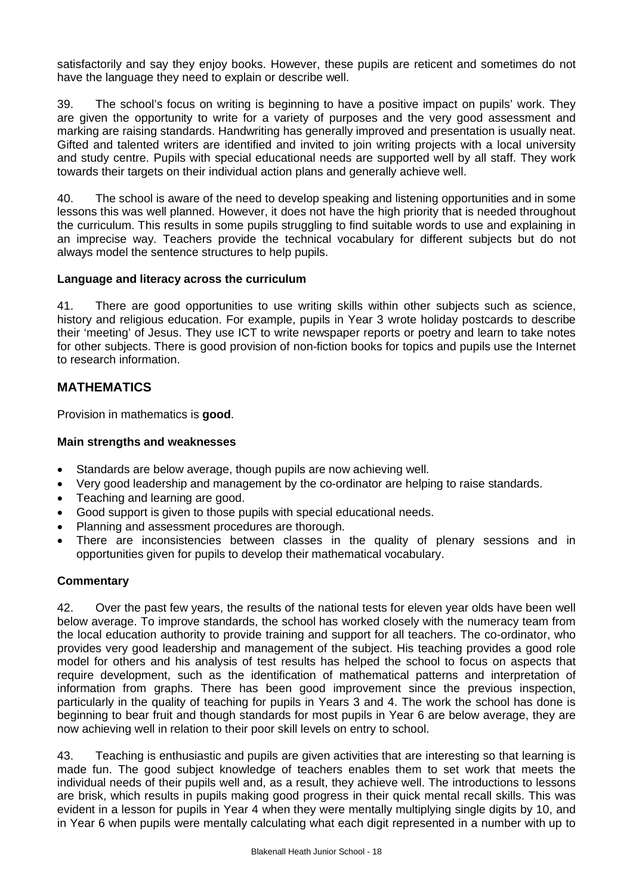satisfactorily and say they enjoy books. However, these pupils are reticent and sometimes do not have the language they need to explain or describe well.

39. The school's focus on writing is beginning to have a positive impact on pupils' work. They are given the opportunity to write for a variety of purposes and the very good assessment and marking are raising standards. Handwriting has generally improved and presentation is usually neat. Gifted and talented writers are identified and invited to join writing projects with a local university and study centre. Pupils with special educational needs are supported well by all staff. They work towards their targets on their individual action plans and generally achieve well.

40. The school is aware of the need to develop speaking and listening opportunities and in some lessons this was well planned. However, it does not have the high priority that is needed throughout the curriculum. This results in some pupils struggling to find suitable words to use and explaining in an imprecise way. Teachers provide the technical vocabulary for different subjects but do not always model the sentence structures to help pupils.

#### Language and literacy across the curriculum

41. There are good opportunities to use writing skills within other subjects such as science, history and religious education. For example, pupils in Year 3 wrote holiday postcards to describe their 'meeting' of Jesus. They use ICT to write newspaper reports or poetry and learn to take notes for other subjects. There is good provision of non-fiction books for topics and pupils use the Internet to research information.

## MATHEMATICS

Provision in mathematics is **good**.

#### Main strengths and weaknesses

- Standards are below average, though pupils are now achieving well.
- Very good leadership and management by the co-ordinator are helping to raise standards.
- Teaching and learning are good.
- Good support is given to those pupils with special educational needs.
- Planning and assessment procedures are thorough.
- There are inconsistencies between classes in the quality of plenary sessions and in opportunities given for pupils to develop their mathematical vocabulary.

#### Commentary

42. Over the past few years, the results of the national tests for eleven year olds have been well below average. To improve standards, the school has worked closely with the numeracy team from the local education authority to provide training and support for all teachers. The co-ordinator, who provides very good leadership and management of the subject. His teaching provides a good role model for others and his analysis of test results has helped the school to focus on aspects that require development, such as the identification of mathematical patterns and interpretation of information from graphs. There has been good improvement since the previous inspection, particularly in the quality of teaching for pupils in Years 3 and 4. The work the school has done is beginning to bear fruit and though standards for most pupils in Year 6 are below average, they are now achieving well in relation to their poor skill levels on entry to school.

43. Teaching is enthusiastic and pupils are given activities that are interesting so that learning is made fun. The good subject knowledge of teachers enables them to set work that meets the individual needs of their pupils well and, as a result, they achieve well. The introductions to lessons are brisk, which results in pupils making good progress in their quick mental recall skills. This was evident in a lesson for pupils in Year 4 when they were mentally multiplying single digits by 10, and in Year 6 when pupils were mentally calculating what each digit represented in a number with up to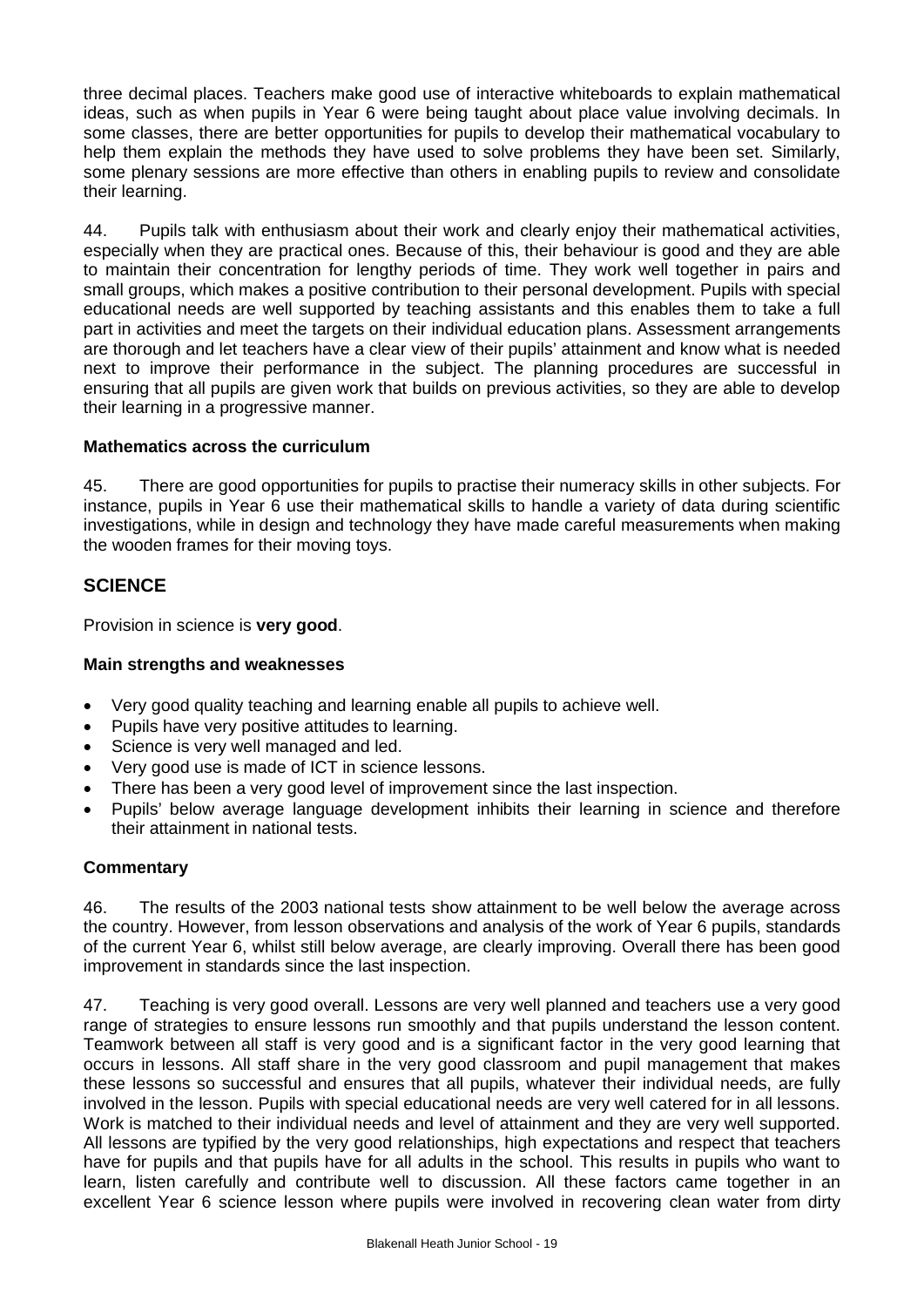three decimal places. Teachers make good use of interactive whiteboards to explain mathematical ideas, such as when pupils in Year 6 were being taught about place value involving decimals. In some classes, there are better opportunities for pupils to develop their mathematical vocabulary to help them explain the methods they have used to solve problems they have been set. Similarly, some plenary sessions are more effective than others in enabling pupils to review and consolidate their learning.

44. Pupils talk with enthusiasm about their work and clearly enjoy their mathematical activities, especially when they are practical ones. Because of this, their behaviour is good and they are able to maintain their concentration for lengthy periods of time. They work well together in pairs and small groups, which makes a positive contribution to their personal development. Pupils with special educational needs are well supported by teaching assistants and this enables them to take a full part in activities and meet the targets on their individual education plans. Assessment arrangements are thorough and let teachers have a clear view of their pupils' attainment and know what is needed next to improve their performance in the subject. The planning procedures are successful in ensuring that all pupils are given work that builds on previous activities, so they are able to develop their learning in a progressive manner.

### Mathematics across the curriculum

45. There are good opportunities for pupils to practise their numeracy skills in other subjects. For instance, pupils in Year 6 use their mathematical skills to handle a variety of data during scientific investigations, while in design and technology they have made careful measurements when making the wooden frames for their moving toys.

## SCIENCE

Provision in science is **very good**.

### Main strengths and weaknesses

- Very good quality teaching and learning enable all pupils to achieve well.
- Pupils have very positive attitudes to learning.
- Science is very well managed and led.
- Very good use is made of ICT in science lessons.
- There has been a very good level of improvement since the last inspection.
- Pupils' below average language development inhibits their learning in science and therefore their attainment in national tests.

### Commentary

46. The results of the 2003 national tests show attainment to be well below the average across the country. However, from lesson observations and analysis of the work of Year 6 pupils, standards of the current Year 6, whilst still below average, are clearly improving. Overall there has been good improvement in standards since the last inspection.

47. Teaching is very good overall. Lessons are very well planned and teachers use a very good range of strategies to ensure lessons run smoothly and that pupils understand the lesson content. Teamwork between all staff is very good and is a significant factor in the very good learning that occurs in lessons. All staff share in the very good classroom and pupil management that makes these lessons so successful and ensures that all pupils, whatever their individual needs, are fully involved in the lesson. Pupils with special educational needs are very well catered for in all lessons. Work is matched to their individual needs and level of attainment and they are very well supported. All lessons are typified by the very good relationships, high expectations and respect that teachers have for pupils and that pupils have for all adults in the school. This results in pupils who want to learn, listen carefully and contribute well to discussion. All these factors came together in an excellent Year 6 science lesson where pupils were involved in recovering clean water from dirty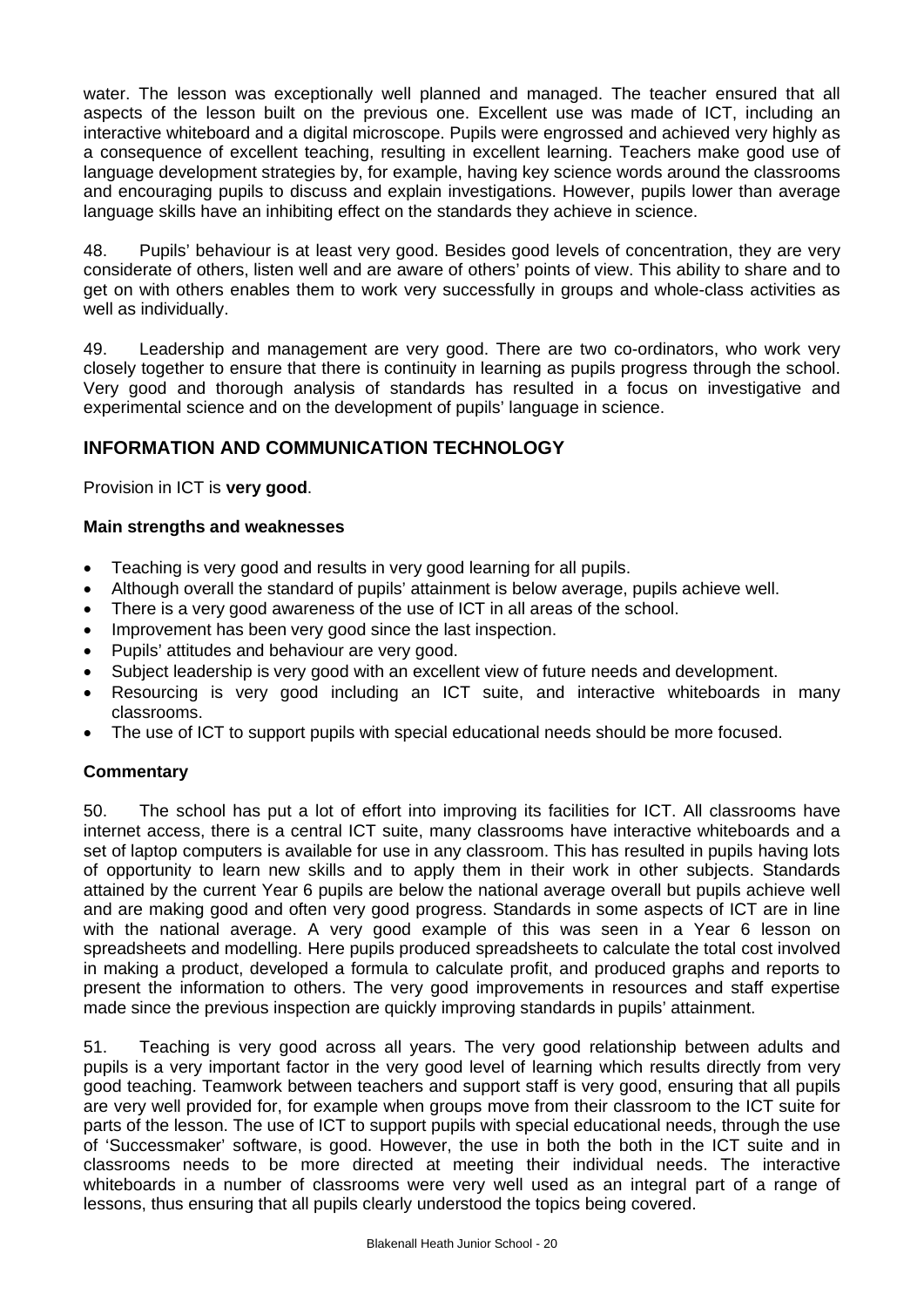water. The lesson was exceptionally well planned and managed. The teacher ensured that all aspects of the lesson built on the previous one. Excellent use was made of ICT, including an interactive whiteboard and a digital microscope. Pupils were engrossed and achieved very highly as a consequence of excellent teaching, resulting in excellent learning. Teachers make good use of language development strategies by, for example, having key science words around the classrooms and encouraging pupils to discuss and explain investigations. However, pupils lower than average language skills have an inhibiting effect on the standards they achieve in science.

48. Pupils' behaviour is at least very good. Besides good levels of concentration, they are very considerate of others, listen well and are aware of others' points of view. This ability to share and to get on with others enables them to work very successfully in groups and whole-class activities as well as individually.

49. Leadership and management are very good. There are two co-ordinators, who work very closely together to ensure that there is continuity in learning as pupils progress through the school. Very good and thorough analysis of standards has resulted in a focus on investigative and experimental science and on the development of pupils' language in science.

## INFORMATION AND COMMUNICATION TECHNOLOGY

Provision in ICT is **very good**.

### Main strengths and weaknesses

- Teaching is very good and results in very good learning for all pupils.
- Although overall the standard of pupils' attainment is below average, pupils achieve well.
- There is a very good awareness of the use of ICT in all areas of the school.
- Improvement has been very good since the last inspection.
- Pupils' attitudes and behaviour are very good.
- Subject leadership is very good with an excellent view of future needs and development.
- Resourcing is very good including an ICT suite, and interactive whiteboards in many classrooms.
- The use of ICT to support pupils with special educational needs should be more focused.

### Commentary

50. The school has put a lot of effort into improving its facilities for ICT. All classrooms have internet access, there is a central ICT suite, many classrooms have interactive whiteboards and a set of laptop computers is available for use in any classroom. This has resulted in pupils having lots of opportunity to learn new skills and to apply them in their work in other subjects. Standards attained by the current Year 6 pupils are below the national average overall but pupils achieve well and are making good and often very good progress. Standards in some aspects of ICT are in line with the national average. A very good example of this was seen in a Year 6 lesson on spreadsheets and modelling. Here pupils produced spreadsheets to calculate the total cost involved in making a product, developed a formula to calculate profit, and produced graphs and reports to present the information to others. The very good improvements in resources and staff expertise made since the previous inspection are quickly improving standards in pupils' attainment.

51. Teaching is very good across all years. The very good relationship between adults and pupils is a very important factor in the very good level of learning which results directly from very good teaching. Teamwork between teachers and support staff is very good, ensuring that all pupils are very well provided for, for example when groups move from their classroom to the ICT suite for parts of the lesson. The use of ICT to support pupils with special educational needs, through the use of 'Successmaker' software, is good. However, the use in both the both in the ICT suite and in classrooms needs to be more directed at meeting their individual needs. The interactive whiteboards in a number of classrooms were very well used as an integral part of a range of lessons, thus ensuring that all pupils clearly understood the topics being covered.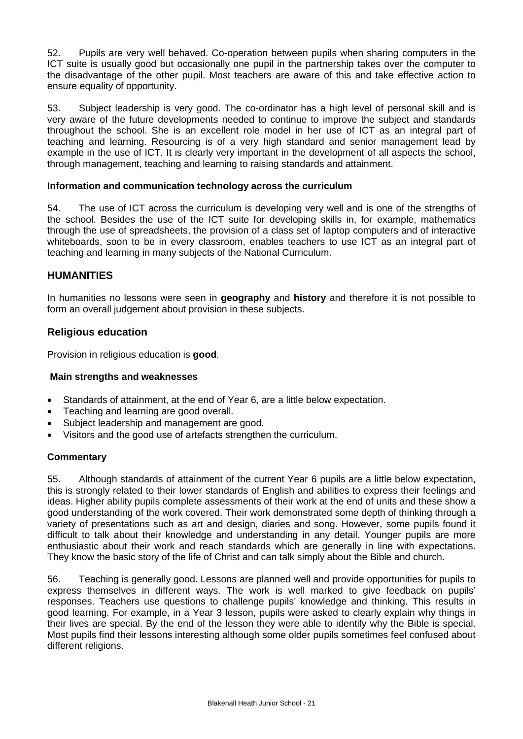52. Pupils are very well behaved. Co-operation between pupils when sharing computers in the ICT suite is usually good but occasionally one pupil in the partnership takes over the computer to the disadvantage of the other pupil. Most teachers are aware of this and take effective action to ensure equality of opportunity.

53. Subject leadership is very good. The co-ordinator has a high level of personal skill and is very aware of the future developments needed to continue to improve the subject and standards throughout the school. She is an excellent role model in her use of ICT as an integral part of teaching and learning. Resourcing is of a very high standard and senior management lead by example in the use of ICT. It is clearly very important in the development of all aspects the school, through management, teaching and learning to raising standards and attainment.

#### Information and communication technology across the curriculum

54. The use of ICT across the curriculum is developing very well and is one of the strengths of the school. Besides the use of the ICT suite for developing skills in, for example, mathematics through the use of spreadsheets, the provision of a class set of laptop computers and of interactive whiteboards, soon to be in every classroom, enables teachers to use ICT as an integral part of teaching and learning in many subjects of the National Curriculum.

## HUMANITIES

In humanities no lessons were seen in **geography** and **history** and therefore it is not possible to form an overall judgement about provision in these subjects.

### Religious education

Provision in religious education is **good**.

#### Main strengths and weaknesses

- Standards of attainment, at the end of Year 6, are a little below expectation.
- Teaching and learning are good overall.
- Subject leadership and management are good.
- Visitors and the good use of artefacts strengthen the curriculum.

#### Commentary

55. Although standards of attainment of the current Year 6 pupils are a little below expectation, this is strongly related to their lower standards of English and abilities to express their feelings and ideas. Higher ability pupils complete assessments of their work at the end of units and these show a good understanding of the work covered. Their work demonstrated some depth of thinking through a variety of presentations such as art and design, diaries and song. However, some pupils found it difficult to talk about their knowledge and understanding in any detail. Younger pupils are more enthusiastic about their work and reach standards which are generally in line with expectations. They know the basic story of the life of Christ and can talk simply about the Bible and church.

56. Teaching is generally good. Lessons are planned well and provide opportunities for pupils to express themselves in different ways. The work is well marked to give feedback on pupils' responses. Teachers use questions to challenge pupils' knowledge and thinking. This results in good learning. For example, in a Year 3 lesson, pupils were asked to clearly explain why things in their lives are special. By the end of the lesson they were able to identify why the Bible is special. Most pupils find their lessons interesting although some older pupils sometimes feel confused about different religions.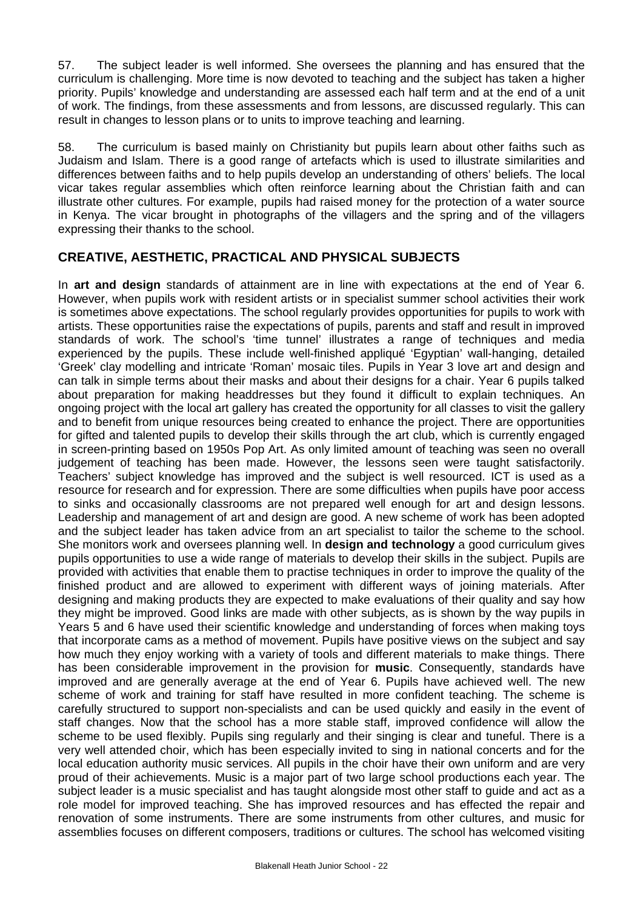57. The subject leader is well informed. She oversees the planning and has ensured that the curriculum is challenging. More time is now devoted to teaching and the subject has taken a higher priority. Pupils' knowledge and understanding are assessed each half term and at the end of a unit of work. The findings, from these assessments and from lessons, are discussed regularly. This can result in changes to lesson plans or to units to improve teaching and learning.

58. The curriculum is based mainly on Christianity but pupils learn about other faiths such as Judaism and Islam. There is a good range of artefacts which is used to illustrate similarities and differences between faiths and to help pupils develop an understanding of others' beliefs. The local vicar takes regular assemblies which often reinforce learning about the Christian faith and can illustrate other cultures. For example, pupils had raised money for the protection of a water source in Kenya. The vicar brought in photographs of the villagers and the spring and of the villagers expressing their thanks to the school.

## CREATIVE, AESTHETIC, PRACTICAL AND PHYSICAL SUBJECTS

In **art and design** standards of attainment are in line with expectations at the end of Year 6. However, when pupils work with resident artists or in specialist summer school activities their work is sometimes above expectations. The school regularly provides opportunities for pupils to work with artists. These opportunities raise the expectations of pupils, parents and staff and result in improved standards of work. The school's 'time tunnel' illustrates a range of techniques and media experienced by the pupils. These include well-finished appliqué 'Egyptian' wall-hanging, detailed 'Greek' clay modelling and intricate 'Roman' mosaic tiles. Pupils in Year 3 love art and design and can talk in simple terms about their masks and about their designs for a chair. Year 6 pupils talked about preparation for making headdresses but they found it difficult to explain techniques. An ongoing project with the local art gallery has created the opportunity for all classes to visit the gallery and to benefit from unique resources being created to enhance the project. There are opportunities for gifted and talented pupils to develop their skills through the art club, which is currently engaged in screen-printing based on 1950s Pop Art. As only limited amount of teaching was seen no overall judgement of teaching has been made. However, the lessons seen were taught satisfactorily. Teachers' subject knowledge has improved and the subject is well resourced. ICT is used as a resource for research and for expression. There are some difficulties when pupils have poor access to sinks and occasionally classrooms are not prepared well enough for art and design lessons. Leadership and management of art and design are good. A new scheme of work has been adopted and the subject leader has taken advice from an art specialist to tailor the scheme to the school. She monitors work and oversees planning well. In **design and technology** a good curriculum gives pupils opportunities to use a wide range of materials to develop their skills in the subject. Pupils are provided with activities that enable them to practise techniques in order to improve the quality of the finished product and are allowed to experiment with different ways of joining materials. After designing and making products they are expected to make evaluations of their quality and say how they might be improved. Good links are made with other subjects, as is shown by the way pupils in Years 5 and 6 have used their scientific knowledge and understanding of forces when making toys that incorporate cams as a method of movement. Pupils have positive views on the subject and say how much they enjoy working with a variety of tools and different materials to make things. There has been considerable improvement in the provision for **music**. Consequently, standards have improved and are generally average at the end of Year 6. Pupils have achieved well. The new scheme of work and training for staff have resulted in more confident teaching. The scheme is carefully structured to support non-specialists and can be used quickly and easily in the event of staff changes. Now that the school has a more stable staff, improved confidence will allow the scheme to be used flexibly. Pupils sing regularly and their singing is clear and tuneful. There is a very well attended choir, which has been especially invited to sing in national concerts and for the local education authority music services. All pupils in the choir have their own uniform and are very proud of their achievements. Music is a major part of two large school productions each year. The subject leader is a music specialist and has taught alongside most other staff to guide and act as a role model for improved teaching. She has improved resources and has effected the repair and renovation of some instruments. There are some instruments from other cultures, and music for assemblies focuses on different composers, traditions or cultures. The school has welcomed visiting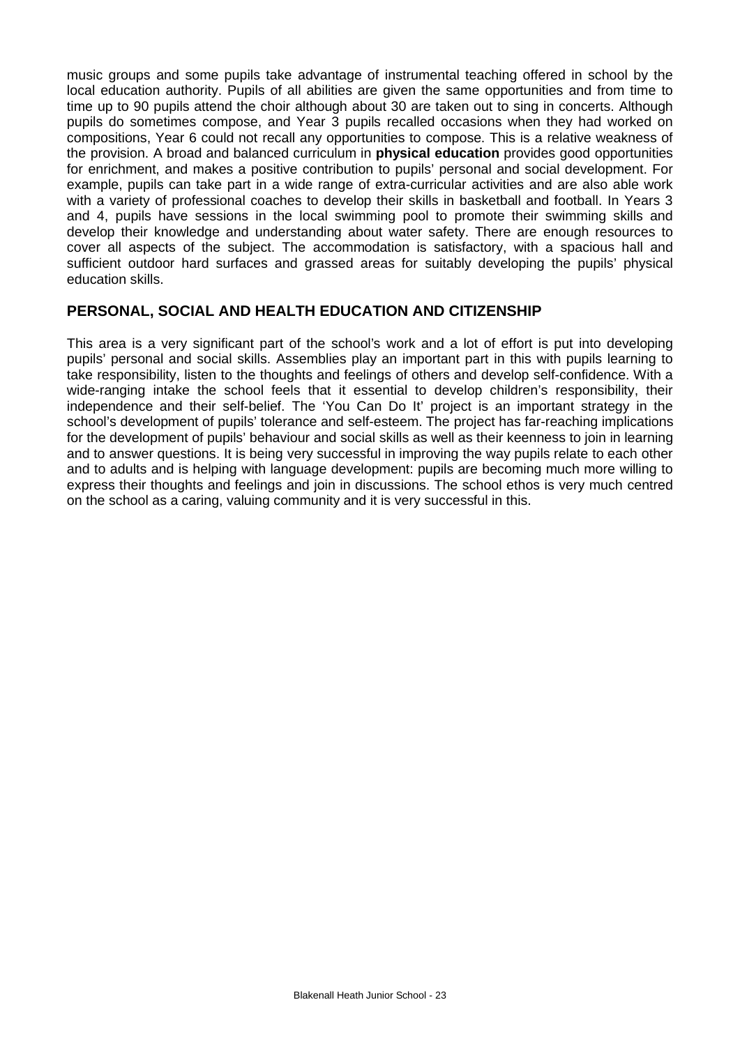music groups and some pupils take advantage of instrumental teaching offered in school by the local education authority. Pupils of all abilities are given the same opportunities and from time to time up to 90 pupils attend the choir although about 30 are taken out to sing in concerts. Although pupils do sometimes compose, and Year 3 pupils recalled occasions when they had worked on compositions, Year 6 could not recall any opportunities to compose. This is a relative weakness of the provision. A broad and balanced curriculum in **physical education** provides good opportunities for enrichment, and makes a positive contribution to pupils' personal and social development. For example, pupils can take part in a wide range of extra-curricular activities and are also able work with a variety of professional coaches to develop their skills in basketball and football. In Years 3 and 4, pupils have sessions in the local swimming pool to promote their swimming skills and develop their knowledge and understanding about water safety. There are enough resources to cover all aspects of the subject. The accommodation is satisfactory, with a spacious hall and sufficient outdoor hard surfaces and grassed areas for suitably developing the pupils' physical education skills.

## PERSONAL, SOCIAL AND HEALTH EDUCATION AND CITIZENSHIP

This area is a very significant part of the school's work and a lot of effort is put into developing pupils' personal and social skills. Assemblies play an important part in this with pupils learning to take responsibility, listen to the thoughts and feelings of others and develop self-confidence. With a wide-ranging intake the school feels that it essential to develop children's responsibility, their independence and their self-belief. The 'You Can Do It' project is an important strategy in the school's development of pupils' tolerance and self-esteem. The project has far-reaching implications for the development of pupils' behaviour and social skills as well as their keenness to join in learning and to answer questions. It is being very successful in improving the way pupils relate to each other and to adults and is helping with language development: pupils are becoming much more willing to express their thoughts and feelings and join in discussions. The school ethos is very much centred on the school as a caring, valuing community and it is very successful in this.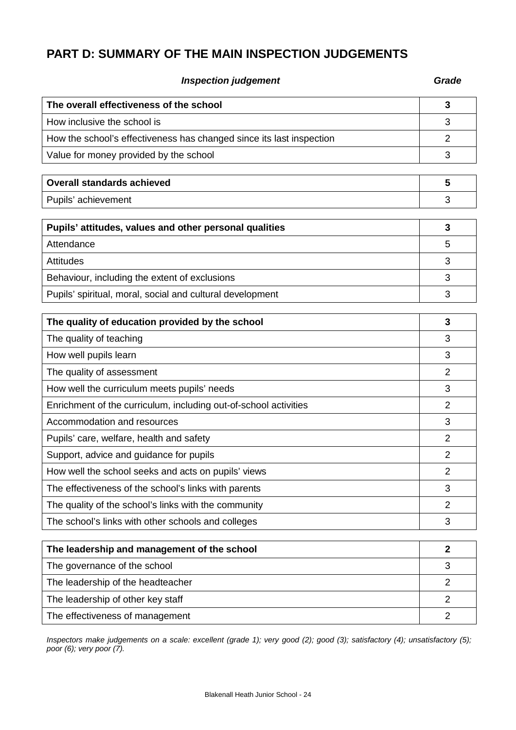# PART D: SUMMARY OF THE MAIN INSPECTION JUDGEMENTS

| ***Inspection judgement*** | ***Grade*** |
|---|---|
| **The overall effectiveness of the school** | **3** |
| How inclusive the school is | 3 |
| How the school's effectiveness has changed since its last inspection | 2 |
| Value for money provided by the school | 3 |
| **Overall standards achieved** | **5** |
| Pupils' achievement | 3 |
| **Pupils' attitudes, values and other personal qualities** | **3** |
| Attendance | 5 |
| Attitudes | 3 |
| Behaviour, including the extent of exclusions | 3 |
| Pupils' spiritual, moral, social and cultural development | 3 |
| **The quality of education provided by the school** | **3** |
| The quality of teaching | 3 |
| How well pupils learn | 3 |
| The quality of assessment | 2 |
| How well the curriculum meets pupils' needs | 3 |
| Enrichment of the curriculum, including out-of-school activities | 2 |
| Accommodation and resources | 3 |
| Pupils' care, welfare, health and safety | 2 |
| Support, advice and guidance for pupils | 2 |
| How well the school seeks and acts on pupils' views | 2 |
| The effectiveness of the school's links with parents | 3 |
| The quality of the school's links with the community | 2 |
| The school's links with other schools and colleges | 3 |
| **The leadership and management of the school** | **2** |
| The governance of the school | 3 |
| The leadership of the headteacher | 2 |
| The leadership of other key staff | 2 |
| The effectiveness of management | 2 |

*Inspectors make judgements on a scale: excellent (grade 1); very good (2); good (3); satisfactory (4); unsatisfactory (5); poor (6); very poor (7).*